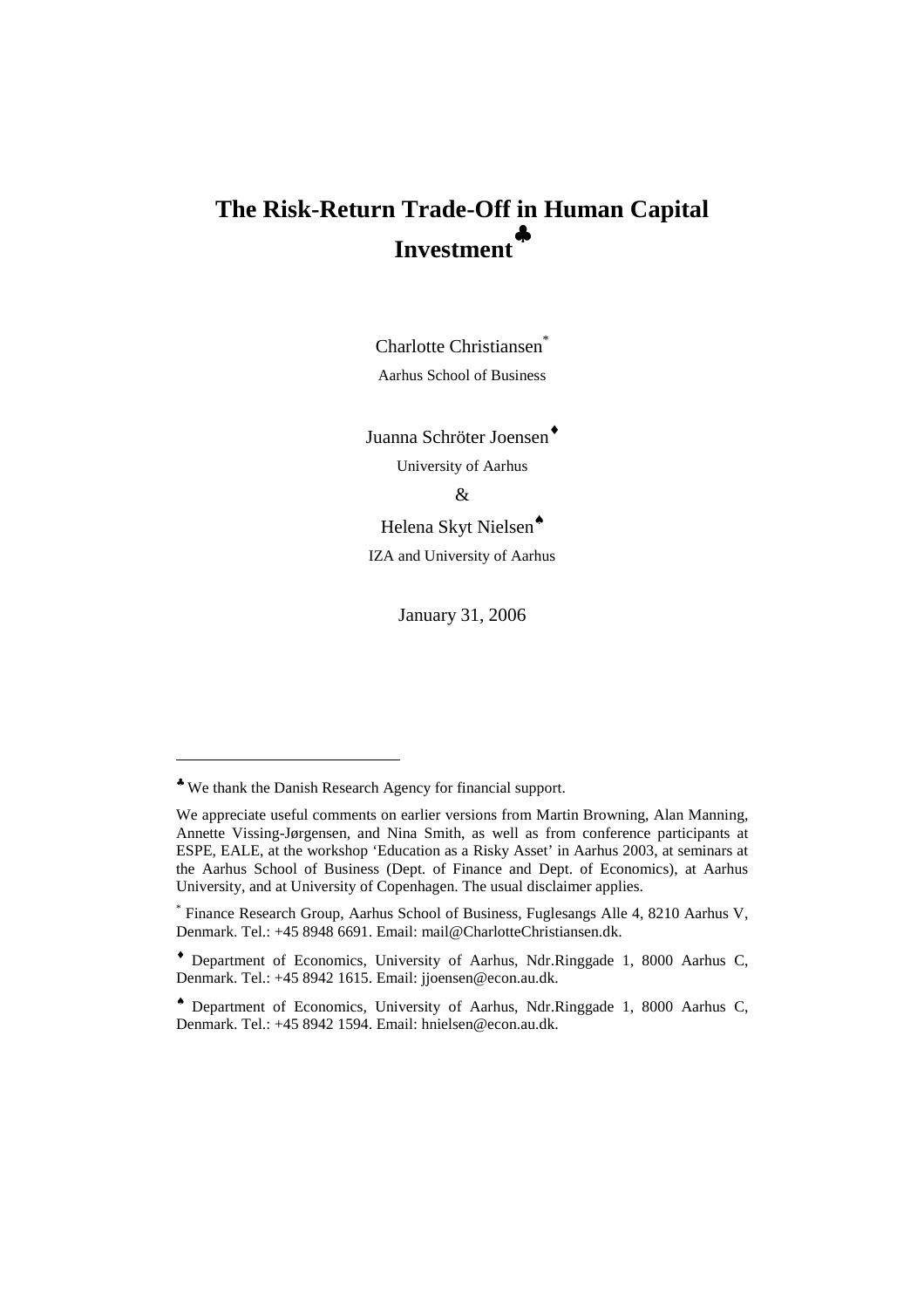# The Risk-Return Trade-Off in Human Capital Investment[♣]

Charlotte Christiansen[*]

Aarhus School of Business

Juanna Schröter Joensen[♦]

University of Aarhus

&

Helena Skyt Nielsen[♠]

IZA and University of Aarhus

January 31, 2006

---

[♣] We thank the Danish Research Agency for financial support.

We appreciate useful comments on earlier versions from Martin Browning, Alan Manning, Annette Vissing-Jørgensen, and Nina Smith, as well as from conference participants at ESPE, EALE, at the workshop 'Education as a Risky Asset' in Aarhus 2003, at seminars at the Aarhus School of Business (Dept. of Finance and Dept. of Economics), at Aarhus University, and at University of Copenhagen. The usual disclaimer applies.

[*] Finance Research Group, Aarhus School of Business, Fuglesangs Alle 4, 8210 Aarhus V, Denmark. Tel.: +45 8948 6691. Email: mail@CharlotteChristiansen.dk.

[♦] Department of Economics, University of Aarhus, Ndr.Ringgade 1, 8000 Aarhus C, Denmark. Tel.: +45 8942 1615. Email: jjoensen@econ.au.dk.

[♠] Department of Economics, University of Aarhus, Ndr.Ringgade 1, 8000 Aarhus C, Denmark. Tel.: +45 8942 1594. Email: hnielsen@econ.au.dk.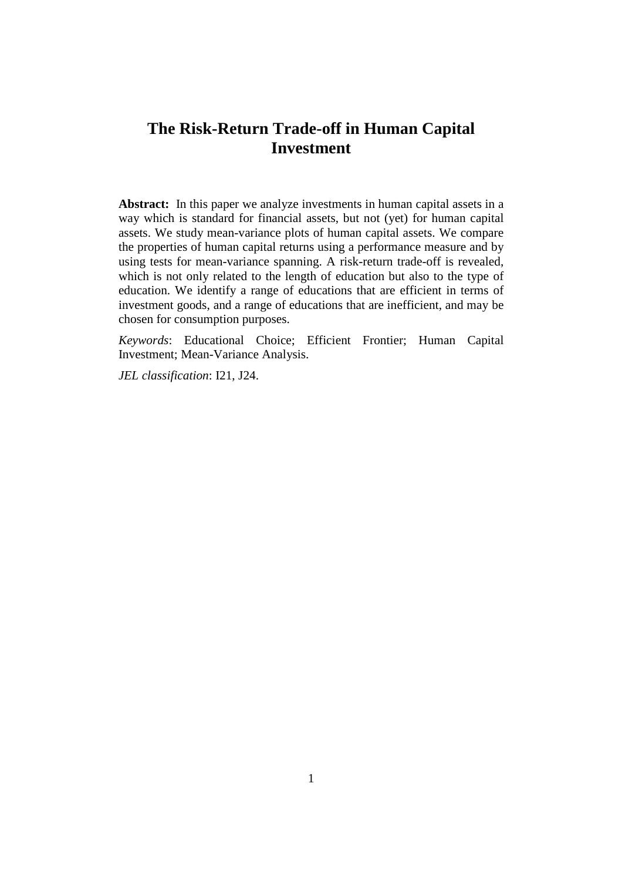# The Risk-Return Trade-off in Human Capital Investment

**Abstract:** In this paper we analyze investments in human capital assets in a way which is standard for financial assets, but not (yet) for human capital assets. We study mean-variance plots of human capital assets. We compare the properties of human capital returns using a performance measure and by using tests for mean-variance spanning. A risk-return trade-off is revealed, which is not only related to the length of education but also to the type of education. We identify a range of educations that are efficient in terms of investment goods, and a range of educations that are inefficient, and may be chosen for consumption purposes.

*Keywords*: Educational Choice; Efficient Frontier; Human Capital Investment; Mean-Variance Analysis.

*JEL classification*: I21, J24.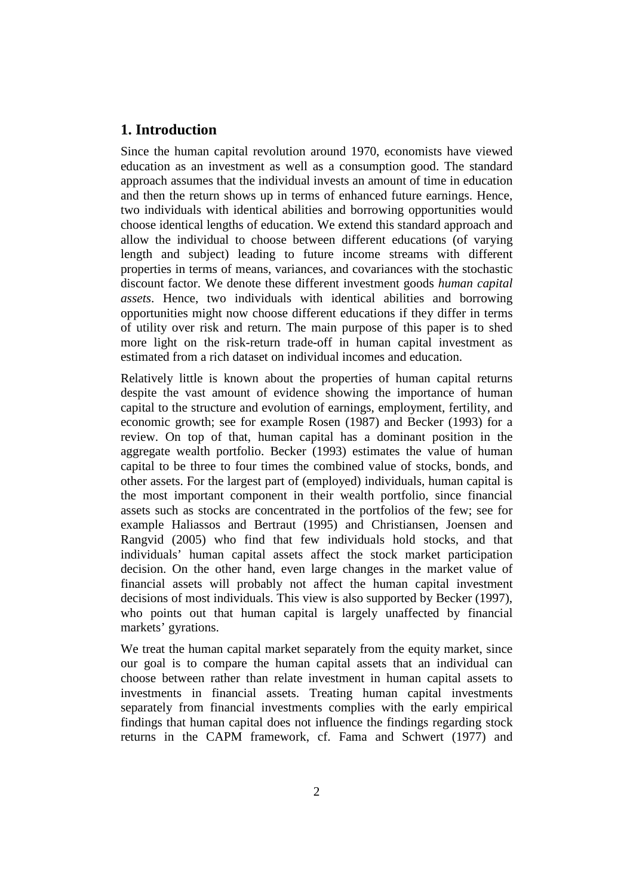## 1. Introduction

Since the human capital revolution around 1970, economists have viewed education as an investment as well as a consumption good. The standard approach assumes that the individual invests an amount of time in education and then the return shows up in terms of enhanced future earnings. Hence, two individuals with identical abilities and borrowing opportunities would choose identical lengths of education. We extend this standard approach and allow the individual to choose between different educations (of varying length and subject) leading to future income streams with different properties in terms of means, variances, and covariances with the stochastic discount factor. We denote these different investment goods *human capital assets*. Hence, two individuals with identical abilities and borrowing opportunities might now choose different educations if they differ in terms of utility over risk and return. The main purpose of this paper is to shed more light on the risk-return trade-off in human capital investment as estimated from a rich dataset on individual incomes and education.

Relatively little is known about the properties of human capital returns despite the vast amount of evidence showing the importance of human capital to the structure and evolution of earnings, employment, fertility, and economic growth; see for example Rosen (1987) and Becker (1993) for a review. On top of that, human capital has a dominant position in the aggregate wealth portfolio. Becker (1993) estimates the value of human capital to be three to four times the combined value of stocks, bonds, and other assets. For the largest part of (employed) individuals, human capital is the most important component in their wealth portfolio, since financial assets such as stocks are concentrated in the portfolios of the few; see for example Haliassos and Bertraut (1995) and Christiansen, Joensen and Rangvid (2005) who find that few individuals hold stocks, and that individuals' human capital assets affect the stock market participation decision. On the other hand, even large changes in the market value of financial assets will probably not affect the human capital investment decisions of most individuals. This view is also supported by Becker (1997), who points out that human capital is largely unaffected by financial markets' gyrations.

We treat the human capital market separately from the equity market, since our goal is to compare the human capital assets that an individual can choose between rather than relate investment in human capital assets to investments in financial assets. Treating human capital investments separately from financial investments complies with the early empirical findings that human capital does not influence the findings regarding stock returns in the CAPM framework, cf. Fama and Schwert (1977) and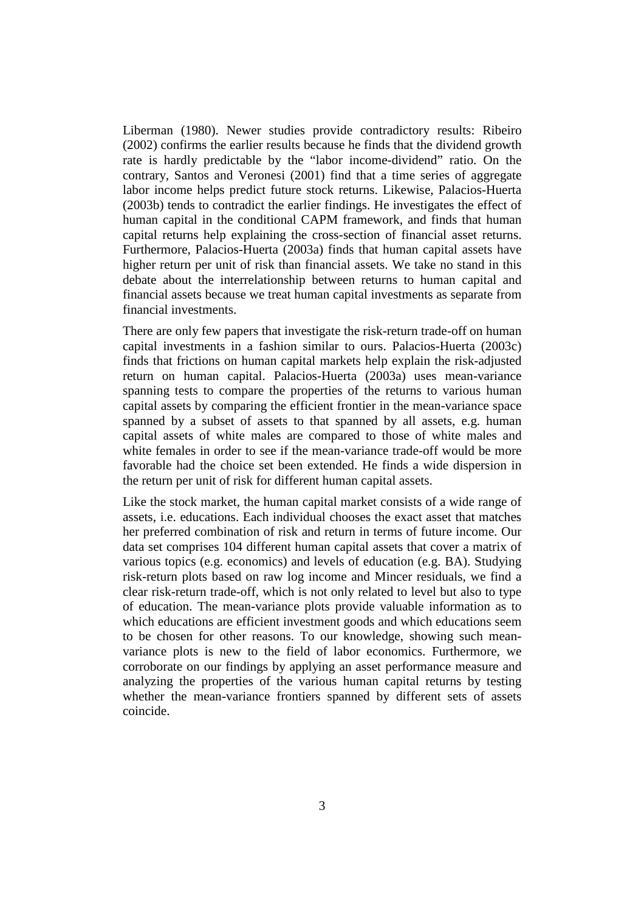Liberman (1980). Newer studies provide contradictory results: Ribeiro (2002) confirms the earlier results because he finds that the dividend growth rate is hardly predictable by the "labor income-dividend" ratio. On the contrary, Santos and Veronesi (2001) find that a time series of aggregate labor income helps predict future stock returns. Likewise, Palacios-Huerta (2003b) tends to contradict the earlier findings. He investigates the effect of human capital in the conditional CAPM framework, and finds that human capital returns help explaining the cross-section of financial asset returns. Furthermore, Palacios-Huerta (2003a) finds that human capital assets have higher return per unit of risk than financial assets. We take no stand in this debate about the interrelationship between returns to human capital and financial assets because we treat human capital investments as separate from financial investments.

There are only few papers that investigate the risk-return trade-off on human capital investments in a fashion similar to ours. Palacios-Huerta (2003c) finds that frictions on human capital markets help explain the risk-adjusted return on human capital. Palacios-Huerta (2003a) uses mean-variance spanning tests to compare the properties of the returns to various human capital assets by comparing the efficient frontier in the mean-variance space spanned by a subset of assets to that spanned by all assets, e.g. human capital assets of white males are compared to those of white males and white females in order to see if the mean-variance trade-off would be more favorable had the choice set been extended. He finds a wide dispersion in the return per unit of risk for different human capital assets.

Like the stock market, the human capital market consists of a wide range of assets, i.e. educations. Each individual chooses the exact asset that matches her preferred combination of risk and return in terms of future income. Our data set comprises 104 different human capital assets that cover a matrix of various topics (e.g. economics) and levels of education (e.g. BA). Studying risk-return plots based on raw log income and Mincer residuals, we find a clear risk-return trade-off, which is not only related to level but also to type of education. The mean-variance plots provide valuable information as to which educations are efficient investment goods and which educations seem to be chosen for other reasons. To our knowledge, showing such mean-variance plots is new to the field of labor economics. Furthermore, we corroborate on our findings by applying an asset performance measure and analyzing the properties of the various human capital returns by testing whether the mean-variance frontiers spanned by different sets of assets coincide.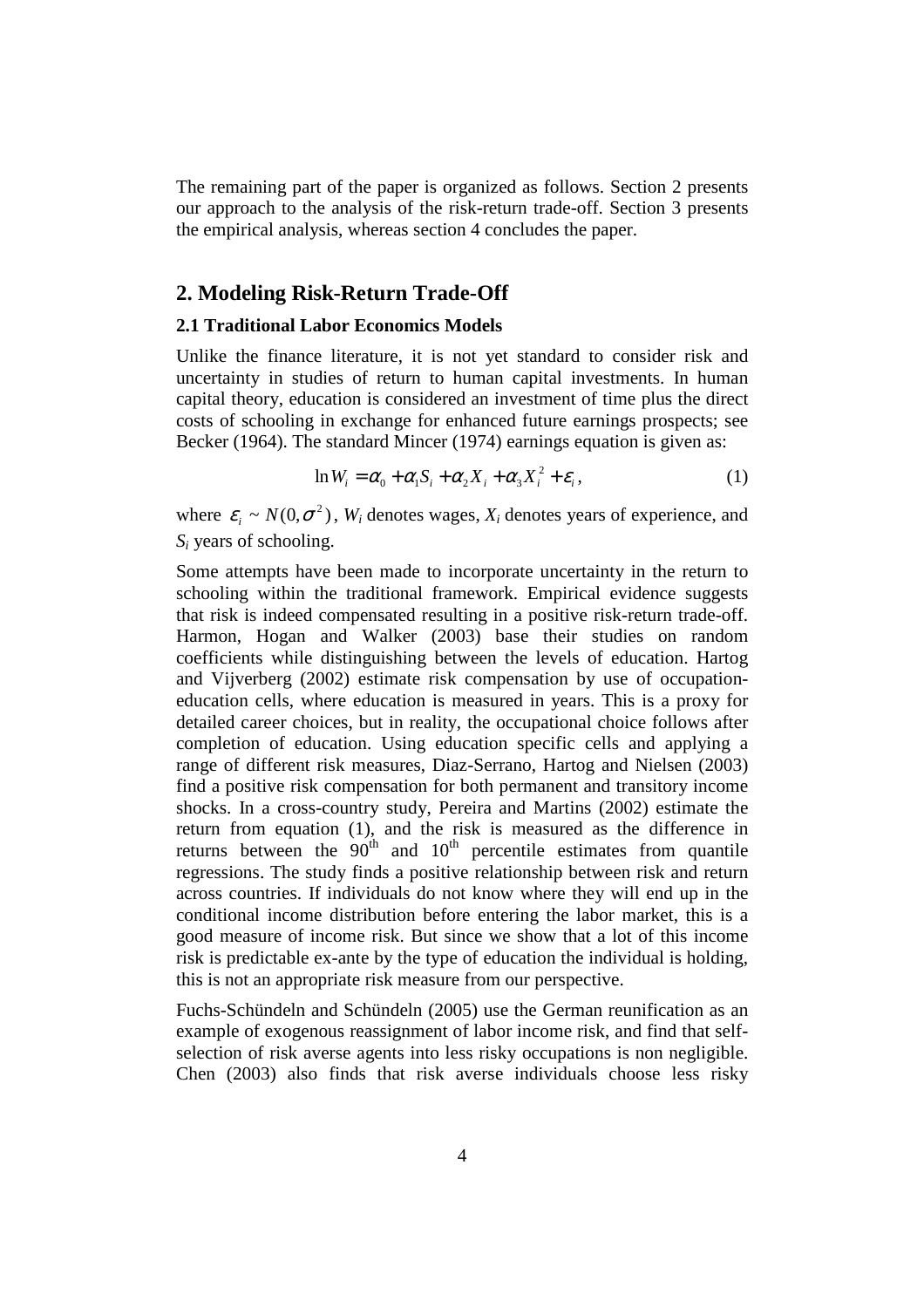The remaining part of the paper is organized as follows. Section 2 presents our approach to the analysis of the risk-return trade-off. Section 3 presents the empirical analysis, whereas section 4 concludes the paper.

## 2. Modeling Risk-Return Trade-Off

### 2.1 Traditional Labor Economics Models

Unlike the finance literature, it is not yet standard to consider risk and uncertainty in studies of return to human capital investments. In human capital theory, education is considered an investment of time plus the direct costs of schooling in exchange for enhanced future earnings prospects; see Becker (1964). The standard Mincer (1974) earnings equation is given as:

$$\ln W_i = \alpha_0 + \alpha_1 S_i + \alpha_2 X_i + \alpha_3 X_i^2 + \varepsilon_i, \tag{1}$$

where $\varepsilon_i \sim N(0, \sigma^2)$, $W_i$ denotes wages, $X_i$ denotes years of experience, and $S_i$ years of schooling.

Some attempts have been made to incorporate uncertainty in the return to schooling within the traditional framework. Empirical evidence suggests that risk is indeed compensated resulting in a positive risk-return trade-off. Harmon, Hogan and Walker (2003) base their studies on random coefficients while distinguishing between the levels of education. Hartog and Vijverberg (2002) estimate risk compensation by use of occupation-education cells, where education is measured in years. This is a proxy for detailed career choices, but in reality, the occupational choice follows after completion of education. Using education specific cells and applying a range of different risk measures, Diaz-Serrano, Hartog and Nielsen (2003) find a positive risk compensation for both permanent and transitory income shocks. In a cross-country study, Pereira and Martins (2002) estimate the return from equation (1), and the risk is measured as the difference in returns between the 90$^{th}$ and 10$^{th}$ percentile estimates from quantile regressions. The study finds a positive relationship between risk and return across countries. If individuals do not know where they will end up in the conditional income distribution before entering the labor market, this is a good measure of income risk. But since we show that a lot of this income risk is predictable ex-ante by the type of education the individual is holding, this is not an appropriate risk measure from our perspective.

Fuchs-Schündeln and Schündeln (2005) use the German reunification as an example of exogenous reassignment of labor income risk, and find that self-selection of risk averse agents into less risky occupations is non negligible. Chen (2003) also finds that risk averse individuals choose less risky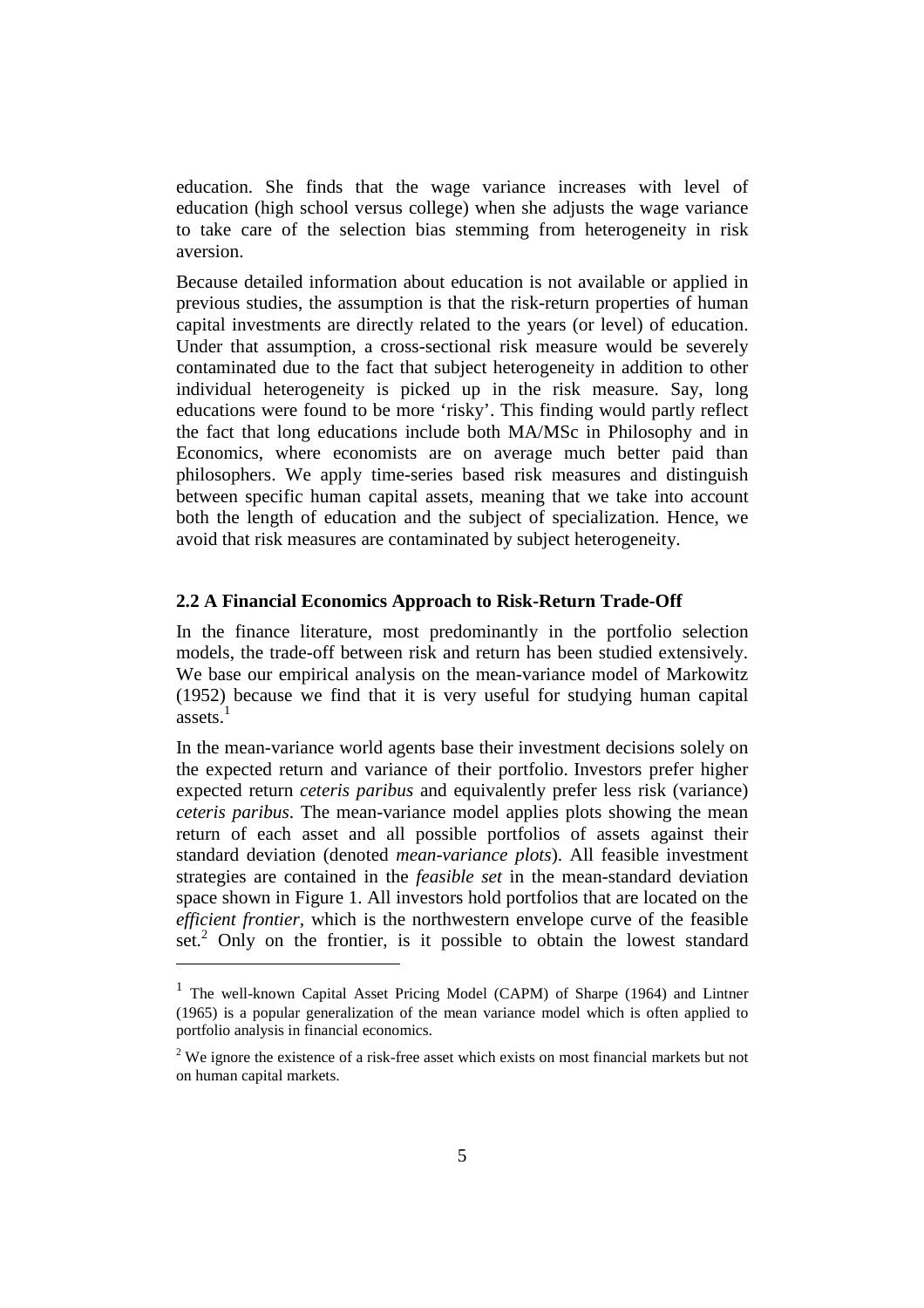education. She finds that the wage variance increases with level of education (high school versus college) when she adjusts the wage variance to take care of the selection bias stemming from heterogeneity in risk aversion.

Because detailed information about education is not available or applied in previous studies, the assumption is that the risk-return properties of human capital investments are directly related to the years (or level) of education. Under that assumption, a cross-sectional risk measure would be severely contaminated due to the fact that subject heterogeneity in addition to other individual heterogeneity is picked up in the risk measure. Say, long educations were found to be more 'risky'. This finding would partly reflect the fact that long educations include both MA/MSc in Philosophy and in Economics, where economists are on average much better paid than philosophers. We apply time-series based risk measures and distinguish between specific human capital assets, meaning that we take into account both the length of education and the subject of specialization. Hence, we avoid that risk measures are contaminated by subject heterogeneity.

### 2.2 A Financial Economics Approach to Risk-Return Trade-Off

In the finance literature, most predominantly in the portfolio selection models, the trade-off between risk and return has been studied extensively. We base our empirical analysis on the mean-variance model of Markowitz (1952) because we find that it is very useful for studying human capital assets.[1]

In the mean-variance world agents base their investment decisions solely on the expected return and variance of their portfolio. Investors prefer higher expected return *ceteris paribus* and equivalently prefer less risk (variance) *ceteris paribus*. The mean-variance model applies plots showing the mean return of each asset and all possible portfolios of assets against their standard deviation (denoted *mean-variance plots*). All feasible investment strategies are contained in the *feasible set* in the mean-standard deviation space shown in Figure 1. All investors hold portfolios that are located on the *efficient frontier*, which is the northwestern envelope curve of the feasible set.[2] Only on the frontier, is it possible to obtain the lowest standard

[1] The well-known Capital Asset Pricing Model (CAPM) of Sharpe (1964) and Lintner (1965) is a popular generalization of the mean variance model which is often applied to portfolio analysis in financial economics.

[2] We ignore the existence of a risk-free asset which exists on most financial markets but not on human capital markets.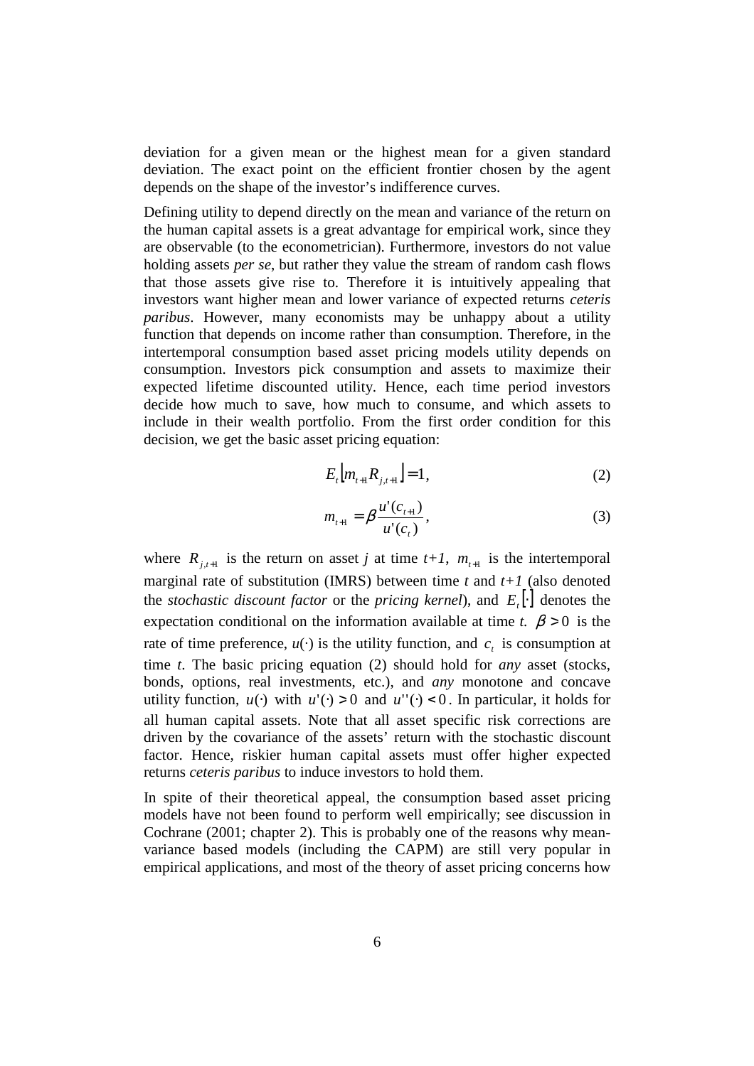deviation for a given mean or the highest mean for a given standard deviation. The exact point on the efficient frontier chosen by the agent depends on the shape of the investor's indifference curves.

Defining utility to depend directly on the mean and variance of the return on the human capital assets is a great advantage for empirical work, since they are observable (to the econometrician). Furthermore, investors do not value holding assets *per se*, but rather they value the stream of random cash flows that those assets give rise to. Therefore it is intuitively appealing that investors want higher mean and lower variance of expected returns *ceteris paribus*. However, many economists may be unhappy about a utility function that depends on income rather than consumption. Therefore, in the intertemporal consumption based asset pricing models utility depends on consumption. Investors pick consumption and assets to maximize their expected lifetime discounted utility. Hence, each time period investors decide how much to save, how much to consume, and which assets to include in their wealth portfolio. From the first order condition for this decision, we get the basic asset pricing equation:

$$E_t\left[m_{t+1}R_{j,t+1}\right]=1, \tag{2}$$

$$m_{t+1}=\beta\frac{u'(c_{t+1})}{u'(c_t)}, \tag{3}$$

where $R_{j,t+1}$ is the return on asset *j* at time *t+1*, $m_{t+1}$ is the intertemporal marginal rate of substitution (IMRS) between time *t* and *t+1* (also denoted the *stochastic discount factor* or the *pricing kernel*), and $E_t[\cdot]$ denotes the expectation conditional on the information available at time *t*. $\beta>0$ is the rate of time preference, $u(\cdot)$ is the utility function, and $c_t$ is consumption at time *t*. The basic pricing equation (2) should hold for *any* asset (stocks, bonds, options, real investments, etc.), and *any* monotone and concave utility function, $u(\cdot)$ with $u'(\cdot)>0$ and $u''(\cdot)<0$. In particular, it holds for all human capital assets. Note that all asset specific risk corrections are driven by the covariance of the assets' return with the stochastic discount factor. Hence, riskier human capital assets must offer higher expected returns *ceteris paribus* to induce investors to hold them.

In spite of their theoretical appeal, the consumption based asset pricing models have not been found to perform well empirically; see discussion in Cochrane (2001; chapter 2). This is probably one of the reasons why mean-variance based models (including the CAPM) are still very popular in empirical applications, and most of the theory of asset pricing concerns how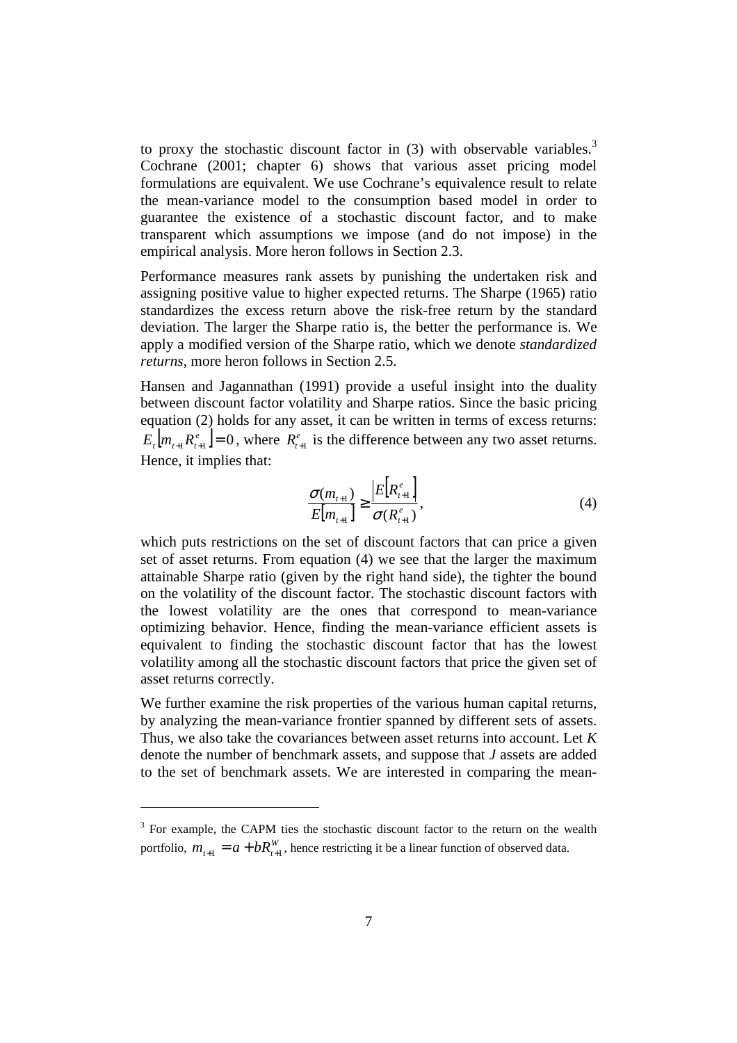to proxy the stochastic discount factor in (3) with observable variables.[3] Cochrane (2001; chapter 6) shows that various asset pricing model formulations are equivalent. We use Cochrane's equivalence result to relate the mean-variance model to the consumption based model in order to guarantee the existence of a stochastic discount factor, and to make transparent which assumptions we impose (and do not impose) in the empirical analysis. More heron follows in Section 2.3.

Performance measures rank assets by punishing the undertaken risk and assigning positive value to higher expected returns. The Sharpe (1965) ratio standardizes the excess return above the risk-free return by the standard deviation. The larger the Sharpe ratio is, the better the performance is. We apply a modified version of the Sharpe ratio, which we denote *standardized returns*, more heron follows in Section 2.5.

Hansen and Jagannathan (1991) provide a useful insight into the duality between discount factor volatility and Sharpe ratios. Since the basic pricing equation (2) holds for any asset, it can be written in terms of excess returns: $E_t\left[m_{t+1}R^e_{t+1}\right]=0$, where $R^e_{t+1}$ is the difference between any two asset returns. Hence, it implies that:

$$\frac{\sigma(m_{t+1})}{E\left[m_{t+1}\right]} \geq \frac{\left|E\left[R^e_{t+1}\right]\right|}{\sigma(R^e_{t+1})}, \tag{4}$$

which puts restrictions on the set of discount factors that can price a given set of asset returns. From equation (4) we see that the larger the maximum attainable Sharpe ratio (given by the right hand side), the tighter the bound on the volatility of the discount factor. The stochastic discount factors with the lowest volatility are the ones that correspond to mean-variance optimizing behavior. Hence, finding the mean-variance efficient assets is equivalent to finding the stochastic discount factor that has the lowest volatility among all the stochastic discount factors that price the given set of asset returns correctly.

We further examine the risk properties of the various human capital returns, by analyzing the mean-variance frontier spanned by different sets of assets. Thus, we also take the covariances between asset returns into account. Let *K* denote the number of benchmark assets, and suppose that *J* assets are added to the set of benchmark assets. We are interested in comparing the mean-

[3] For example, the CAPM ties the stochastic discount factor to the return on the wealth portfolio, $m_{t+1} = a + bR^W_{t+1}$, hence restricting it be a linear function of observed data.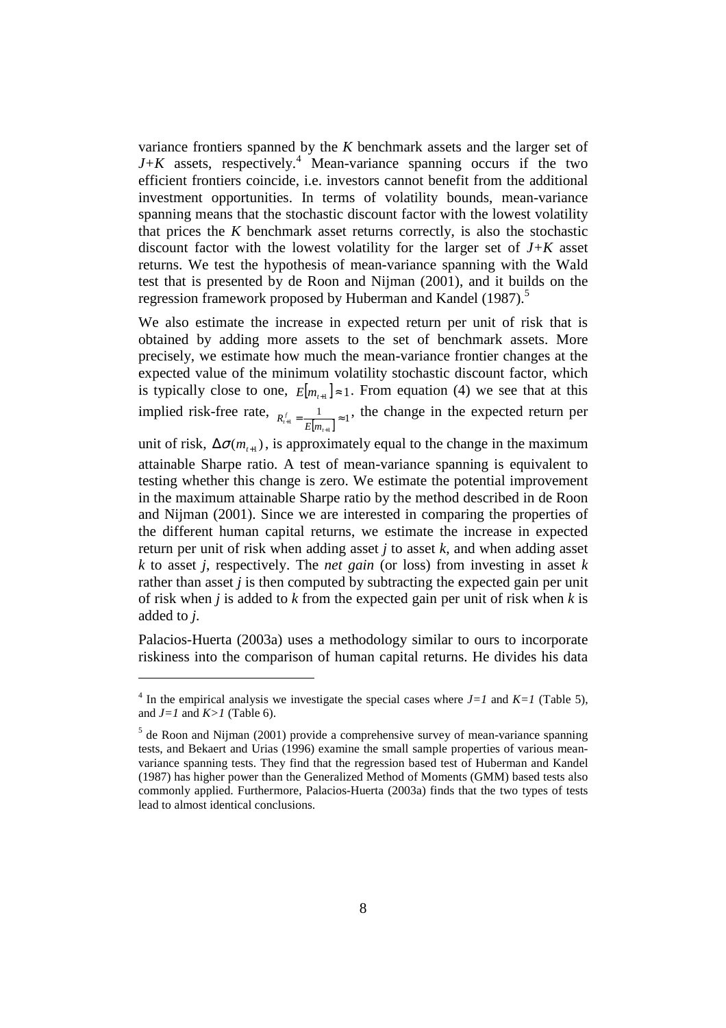variance frontiers spanned by the $K$ benchmark assets and the larger set of $J+K$ assets, respectively.[4] Mean-variance spanning occurs if the two efficient frontiers coincide, i.e. investors cannot benefit from the additional investment opportunities. In terms of volatility bounds, mean-variance spanning means that the stochastic discount factor with the lowest volatility that prices the $K$ benchmark asset returns correctly, is also the stochastic discount factor with the lowest volatility for the larger set of $J+K$ asset returns. We test the hypothesis of mean-variance spanning with the Wald test that is presented by de Roon and Nijman (2001), and it builds on the regression framework proposed by Huberman and Kandel (1987).[5]

We also estimate the increase in expected return per unit of risk that is obtained by adding more assets to the set of benchmark assets. More precisely, we estimate how much the mean-variance frontier changes at the expected value of the minimum volatility stochastic discount factor, which is typically close to one, $E[m_{t+1}] \approx 1$. From equation (4) we see that at this implied risk-free rate, $R_{t+1}^{f} = \frac{1}{E[m_{t+1}]} \approx 1$, the change in the expected return per unit of risk, $\Delta\sigma(m_{t+1})$, is approximately equal to the change in the maximum attainable Sharpe ratio. A test of mean-variance spanning is equivalent to testing whether this change is zero. We estimate the potential improvement in the maximum attainable Sharpe ratio by the method described in de Roon and Nijman (2001). Since we are interested in comparing the properties of the different human capital returns, we estimate the increase in expected return per unit of risk when adding asset $j$ to asset $k$, and when adding asset $k$ to asset $j$, respectively. The *net gain* (or loss) from investing in asset $k$ rather than asset $j$ is then computed by subtracting the expected gain per unit of risk when $j$ is added to $k$ from the expected gain per unit of risk when $k$ is added to $j$.

Palacios-Huerta (2003a) uses a methodology similar to ours to incorporate riskiness into the comparison of human capital returns. He divides his data

---

[4] In the empirical analysis we investigate the special cases where $J=1$ and $K=1$ (Table 5), and $J=1$ and $K>1$ (Table 6).

[5] de Roon and Nijman (2001) provide a comprehensive survey of mean-variance spanning tests, and Bekaert and Urias (1996) examine the small sample properties of various mean-variance spanning tests. They find that the regression based test of Huberman and Kandel (1987) has higher power than the Generalized Method of Moments (GMM) based tests also commonly applied. Furthermore, Palacios-Huerta (2003a) finds that the two types of tests lead to almost identical conclusions.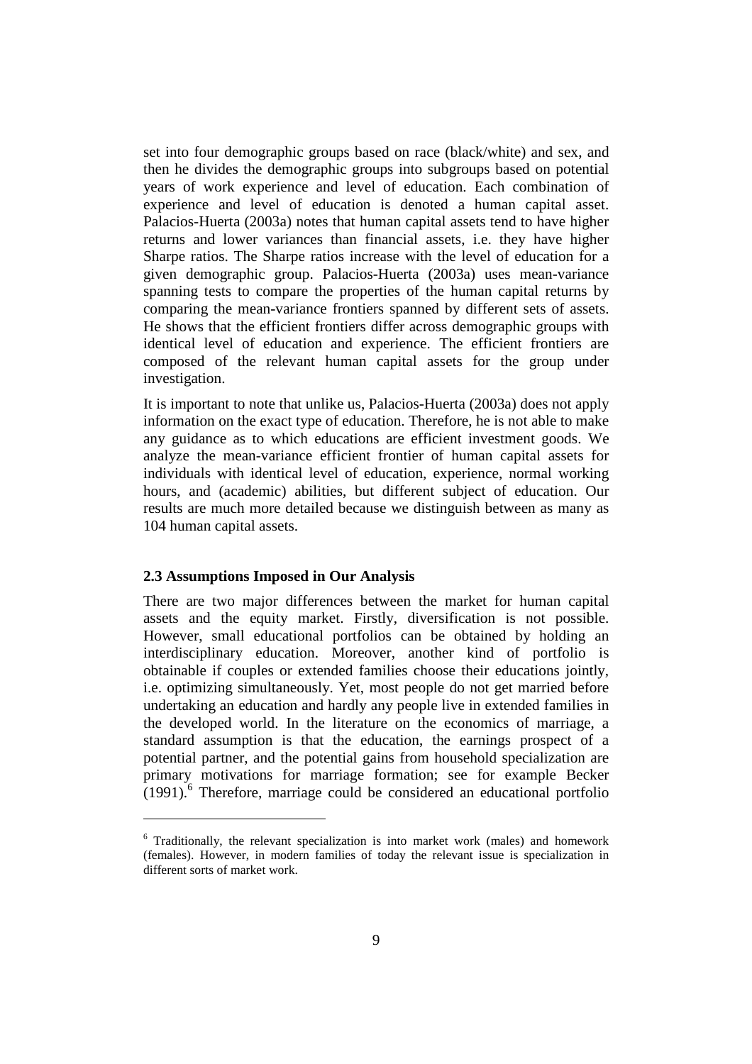set into four demographic groups based on race (black/white) and sex, and then he divides the demographic groups into subgroups based on potential years of work experience and level of education. Each combination of experience and level of education is denoted a human capital asset. Palacios-Huerta (2003a) notes that human capital assets tend to have higher returns and lower variances than financial assets, i.e. they have higher Sharpe ratios. The Sharpe ratios increase with the level of education for a given demographic group. Palacios-Huerta (2003a) uses mean-variance spanning tests to compare the properties of the human capital returns by comparing the mean-variance frontiers spanned by different sets of assets. He shows that the efficient frontiers differ across demographic groups with identical level of education and experience. The efficient frontiers are composed of the relevant human capital assets for the group under investigation.

It is important to note that unlike us, Palacios-Huerta (2003a) does not apply information on the exact type of education. Therefore, he is not able to make any guidance as to which educations are efficient investment goods. We analyze the mean-variance efficient frontier of human capital assets for individuals with identical level of education, experience, normal working hours, and (academic) abilities, but different subject of education. Our results are much more detailed because we distinguish between as many as 104 human capital assets.

### 2.3 Assumptions Imposed in Our Analysis

There are two major differences between the market for human capital assets and the equity market. Firstly, diversification is not possible. However, small educational portfolios can be obtained by holding an interdisciplinary education. Moreover, another kind of portfolio is obtainable if couples or extended families choose their educations jointly, i.e. optimizing simultaneously. Yet, most people do not get married before undertaking an education and hardly any people live in extended families in the developed world. In the literature on the economics of marriage, a standard assumption is that the education, the earnings prospect of a potential partner, and the potential gains from household specialization are primary motivations for marriage formation; see for example Becker (1991).[6] Therefore, marriage could be considered an educational portfolio

[6] Traditionally, the relevant specialization is into market work (males) and homework (females). However, in modern families of today the relevant issue is specialization in different sorts of market work.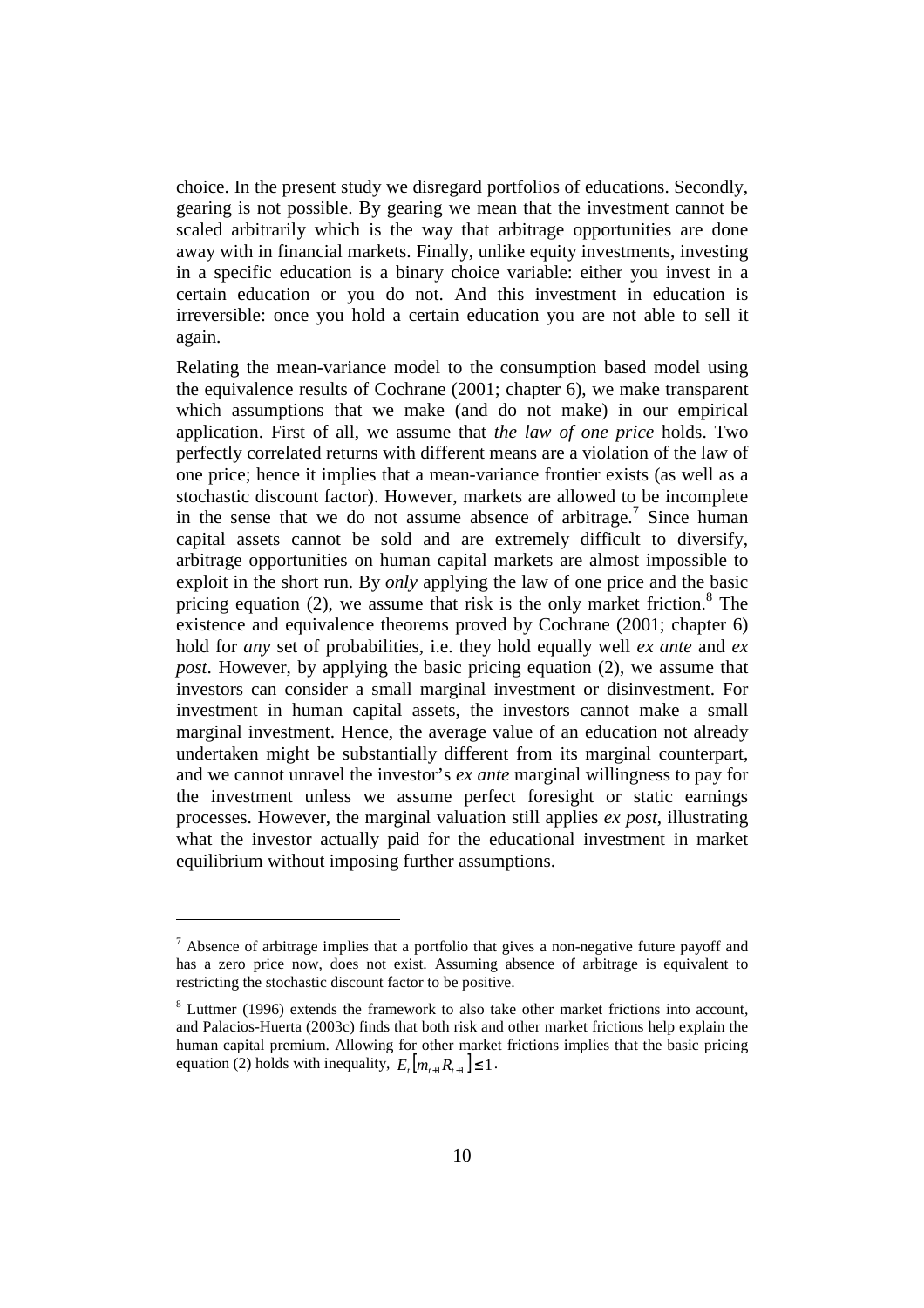choice. In the present study we disregard portfolios of educations. Secondly, gearing is not possible. By gearing we mean that the investment cannot be scaled arbitrarily which is the way that arbitrage opportunities are done away with in financial markets. Finally, unlike equity investments, investing in a specific education is a binary choice variable: either you invest in a certain education or you do not. And this investment in education is irreversible: once you hold a certain education you are not able to sell it again.

Relating the mean-variance model to the consumption based model using the equivalence results of Cochrane (2001; chapter 6), we make transparent which assumptions that we make (and do not make) in our empirical application. First of all, we assume that *the law of one price* holds. Two perfectly correlated returns with different means are a violation of the law of one price; hence it implies that a mean-variance frontier exists (as well as a stochastic discount factor). However, markets are allowed to be incomplete in the sense that we do not assume absence of arbitrage.[7] Since human capital assets cannot be sold and are extremely difficult to diversify, arbitrage opportunities on human capital markets are almost impossible to exploit in the short run. By *only* applying the law of one price and the basic pricing equation (2), we assume that risk is the only market friction.[8] The existence and equivalence theorems proved by Cochrane (2001; chapter 6) hold for *any* set of probabilities, i.e. they hold equally well *ex ante* and *ex post*. However, by applying the basic pricing equation (2), we assume that investors can consider a small marginal investment or disinvestment. For investment in human capital assets, the investors cannot make a small marginal investment. Hence, the average value of an education not already undertaken might be substantially different from its marginal counterpart, and we cannot unravel the investor's *ex ante* marginal willingness to pay for the investment unless we assume perfect foresight or static earnings processes. However, the marginal valuation still applies *ex post*, illustrating what the investor actually paid for the educational investment in market equilibrium without imposing further assumptions.

---

[7] Absence of arbitrage implies that a portfolio that gives a non-negative future payoff and has a zero price now, does not exist. Assuming absence of arbitrage is equivalent to restricting the stochastic discount factor to be positive.

[8] Luttmer (1996) extends the framework to also take other market frictions into account, and Palacios-Huerta (2003c) finds that both risk and other market frictions help explain the human capital premium. Allowing for other market frictions implies that the basic pricing equation (2) holds with inequality, $E_t\left[m_{t+1}R_{t+1}\right] \leq 1$.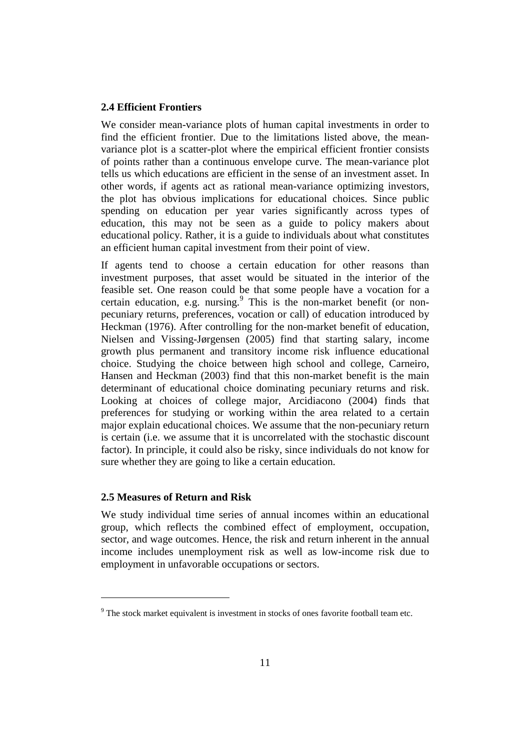### 2.4 Efficient Frontiers

We consider mean-variance plots of human capital investments in order to find the efficient frontier. Due to the limitations listed above, the mean-variance plot is a scatter-plot where the empirical efficient frontier consists of points rather than a continuous envelope curve. The mean-variance plot tells us which educations are efficient in the sense of an investment asset. In other words, if agents act as rational mean-variance optimizing investors, the plot has obvious implications for educational choices. Since public spending on education per year varies significantly across types of education, this may not be seen as a guide to policy makers about educational policy. Rather, it is a guide to individuals about what constitutes an efficient human capital investment from their point of view.

If agents tend to choose a certain education for other reasons than investment purposes, that asset would be situated in the interior of the feasible set. One reason could be that some people have a vocation for a certain education, e.g. nursing.[9] This is the non-market benefit (or non-pecuniary returns, preferences, vocation or call) of education introduced by Heckman (1976). After controlling for the non-market benefit of education, Nielsen and Vissing-Jørgensen (2005) find that starting salary, income growth plus permanent and transitory income risk influence educational choice. Studying the choice between high school and college, Carneiro, Hansen and Heckman (2003) find that this non-market benefit is the main determinant of educational choice dominating pecuniary returns and risk. Looking at choices of college major, Arcidiacono (2004) finds that preferences for studying or working within the area related to a certain major explain educational choices. We assume that the non-pecuniary return is certain (i.e. we assume that it is uncorrelated with the stochastic discount factor). In principle, it could also be risky, since individuals do not know for sure whether they are going to like a certain education.

### 2.5 Measures of Return and Risk

We study individual time series of annual incomes within an educational group, which reflects the combined effect of employment, occupation, sector, and wage outcomes. Hence, the risk and return inherent in the annual income includes unemployment risk as well as low-income risk due to employment in unfavorable occupations or sectors.

---

[9] The stock market equivalent is investment in stocks of ones favorite football team etc.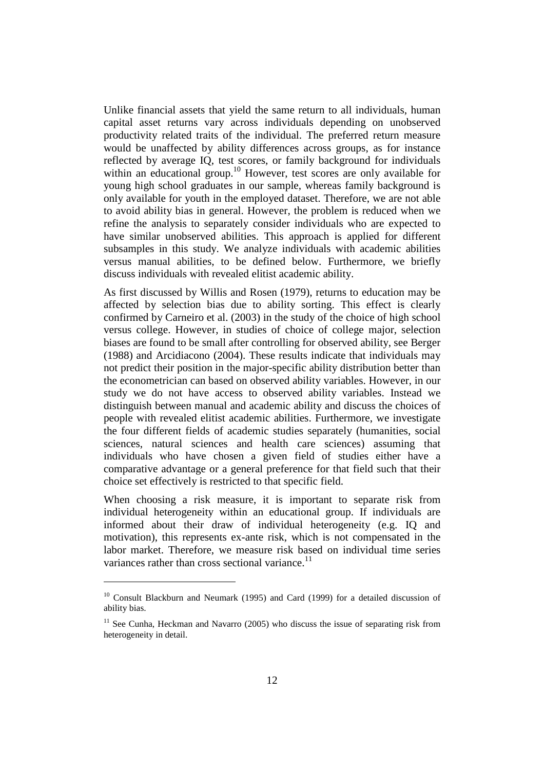Unlike financial assets that yield the same return to all individuals, human capital asset returns vary across individuals depending on unobserved productivity related traits of the individual. The preferred return measure would be unaffected by ability differences across groups, as for instance reflected by average IQ, test scores, or family background for individuals within an educational group.[10] However, test scores are only available for young high school graduates in our sample, whereas family background is only available for youth in the employed dataset. Therefore, we are not able to avoid ability bias in general. However, the problem is reduced when we refine the analysis to separately consider individuals who are expected to have similar unobserved abilities. This approach is applied for different subsamples in this study. We analyze individuals with academic abilities versus manual abilities, to be defined below. Furthermore, we briefly discuss individuals with revealed elitist academic ability.

As first discussed by Willis and Rosen (1979), returns to education may be affected by selection bias due to ability sorting. This effect is clearly confirmed by Carneiro et al. (2003) in the study of the choice of high school versus college. However, in studies of choice of college major, selection biases are found to be small after controlling for observed ability, see Berger (1988) and Arcidiacono (2004). These results indicate that individuals may not predict their position in the major-specific ability distribution better than the econometrician can based on observed ability variables. However, in our study we do not have access to observed ability variables. Instead we distinguish between manual and academic ability and discuss the choices of people with revealed elitist academic abilities. Furthermore, we investigate the four different fields of academic studies separately (humanities, social sciences, natural sciences and health care sciences) assuming that individuals who have chosen a given field of studies either have a comparative advantage or a general preference for that field such that their choice set effectively is restricted to that specific field.

When choosing a risk measure, it is important to separate risk from individual heterogeneity within an educational group. If individuals are informed about their draw of individual heterogeneity (e.g. IQ and motivation), this represents ex-ante risk, which is not compensated in the labor market. Therefore, we measure risk based on individual time series variances rather than cross sectional variance.[11]

---

[10] Consult Blackburn and Neumark (1995) and Card (1999) for a detailed discussion of ability bias.

[11] See Cunha, Heckman and Navarro (2005) who discuss the issue of separating risk from heterogeneity in detail.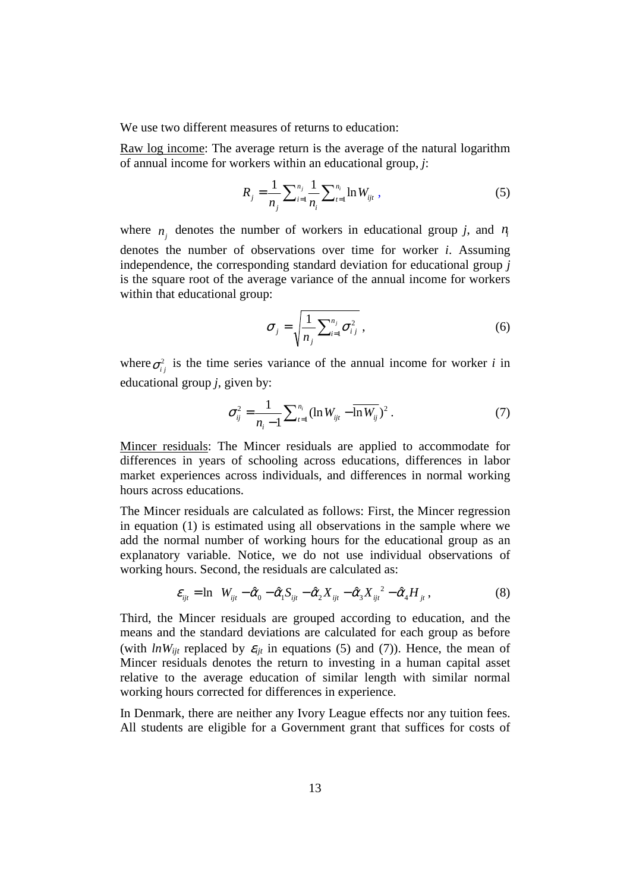We use two different measures of returns to education:

Raw log income: The average return is the average of the natural logarithm of annual income for workers within an educational group, *j*:

$$R_j = \frac{1}{n_j}\sum_{i=1}^{n_j}\frac{1}{n_i}\sum_{t=1}^{n_i}\ln W_{ijt}\,, \tag{5}$$

where $n_j$ denotes the number of workers in educational group *j*, and $n_i$ denotes the number of observations over time for worker *i*. Assuming independence, the corresponding standard deviation for educational group *j* is the square root of the average variance of the annual income for workers within that educational group:

$$\sigma_j = \sqrt{\frac{1}{n_j}\sum_{i=1}^{n_j}\sigma_{ij}^2}\,, \tag{6}$$

where $\sigma_{ij}^2$ is the time series variance of the annual income for worker *i* in educational group *j*, given by:

$$\sigma_{ij}^2 = \frac{1}{n_i - 1}\sum_{t=1}^{n_i}(\ln W_{ijt} - \overline{\ln W_{ij}})^2\,. \tag{7}$$

Mincer residuals: The Mincer residuals are applied to accommodate for differences in years of schooling across educations, differences in labor market experiences across individuals, and differences in normal working hours across educations.

The Mincer residuals are calculated as follows: First, the Mincer regression in equation (1) is estimated using all observations in the sample where we add the normal number of working hours for the educational group as an explanatory variable. Notice, we do not use individual observations of working hours. Second, the residuals are calculated as:

$$\varepsilon_{ijt} = \ln\ W_{ijt} - \hat{\alpha}_0 - \hat{\alpha}_1 S_{ijt} - \hat{\alpha}_2 X_{ijt} - \hat{\alpha}_3 X_{ijt}{}^2 - \hat{\alpha}_4 H_{jt}\,, \tag{8}$$

Third, the Mincer residuals are grouped according to education, and the means and the standard deviations are calculated for each group as before (with $lnW_{ijt}$ replaced by $\varepsilon_{ijt}$ in equations (5) and (7)). Hence, the mean of Mincer residuals denotes the return to investing in a human capital asset relative to the average education of similar length with similar normal working hours corrected for differences in experience.

In Denmark, there are neither any Ivory League effects nor any tuition fees. All students are eligible for a Government grant that suffices for costs of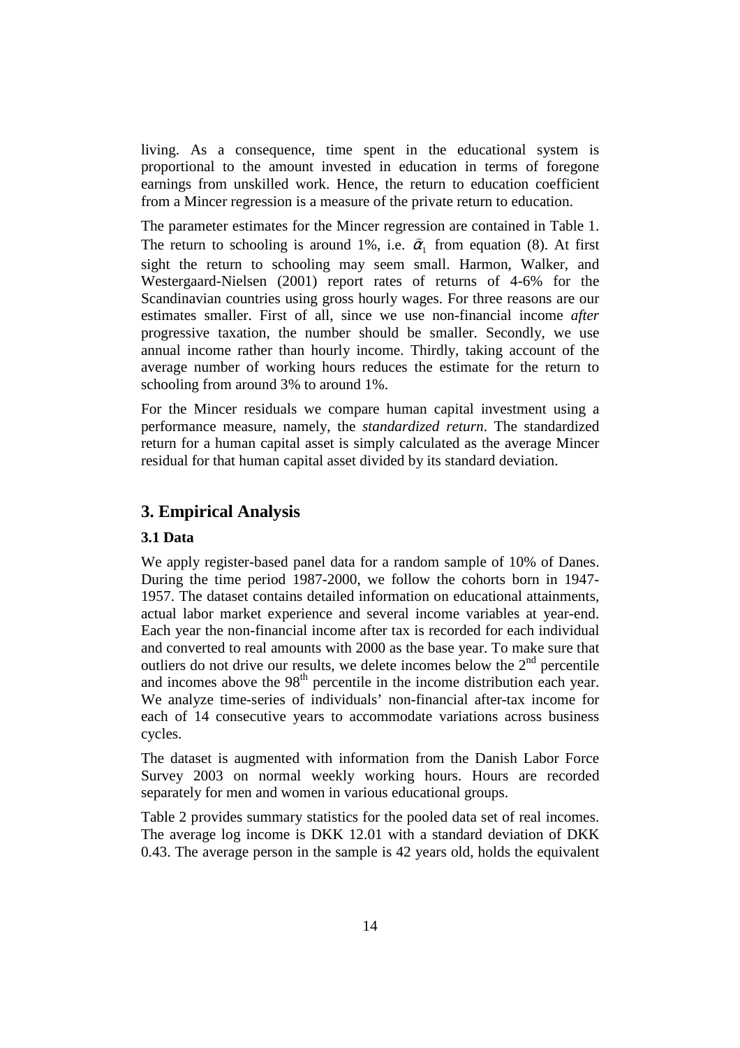living. As a consequence, time spent in the educational system is proportional to the amount invested in education in terms of foregone earnings from unskilled work. Hence, the return to education coefficient from a Mincer regression is a measure of the private return to education.

The parameter estimates for the Mincer regression are contained in Table 1. The return to schooling is around 1%, i.e. $\hat{\alpha}_1$ from equation (8). At first sight the return to schooling may seem small. Harmon, Walker, and Westergaard-Nielsen (2001) report rates of returns of 4-6% for the Scandinavian countries using gross hourly wages. For three reasons are our estimates smaller. First of all, since we use non-financial income *after* progressive taxation, the number should be smaller. Secondly, we use annual income rather than hourly income. Thirdly, taking account of the average number of working hours reduces the estimate for the return to schooling from around 3% to around 1%.

For the Mincer residuals we compare human capital investment using a performance measure, namely, the *standardized return*. The standardized return for a human capital asset is simply calculated as the average Mincer residual for that human capital asset divided by its standard deviation.

## 3. Empirical Analysis

### 3.1 Data

We apply register-based panel data for a random sample of 10% of Danes. During the time period 1987-2000, we follow the cohorts born in 1947-1957. The dataset contains detailed information on educational attainments, actual labor market experience and several income variables at year-end. Each year the non-financial income after tax is recorded for each individual and converted to real amounts with 2000 as the base year. To make sure that outliers do not drive our results, we delete incomes below the 2nd percentile and incomes above the 98th percentile in the income distribution each year. We analyze time-series of individuals' non-financial after-tax income for each of 14 consecutive years to accommodate variations across business cycles.

The dataset is augmented with information from the Danish Labor Force Survey 2003 on normal weekly working hours. Hours are recorded separately for men and women in various educational groups.

Table 2 provides summary statistics for the pooled data set of real incomes. The average log income is DKK 12.01 with a standard deviation of DKK 0.43. The average person in the sample is 42 years old, holds the equivalent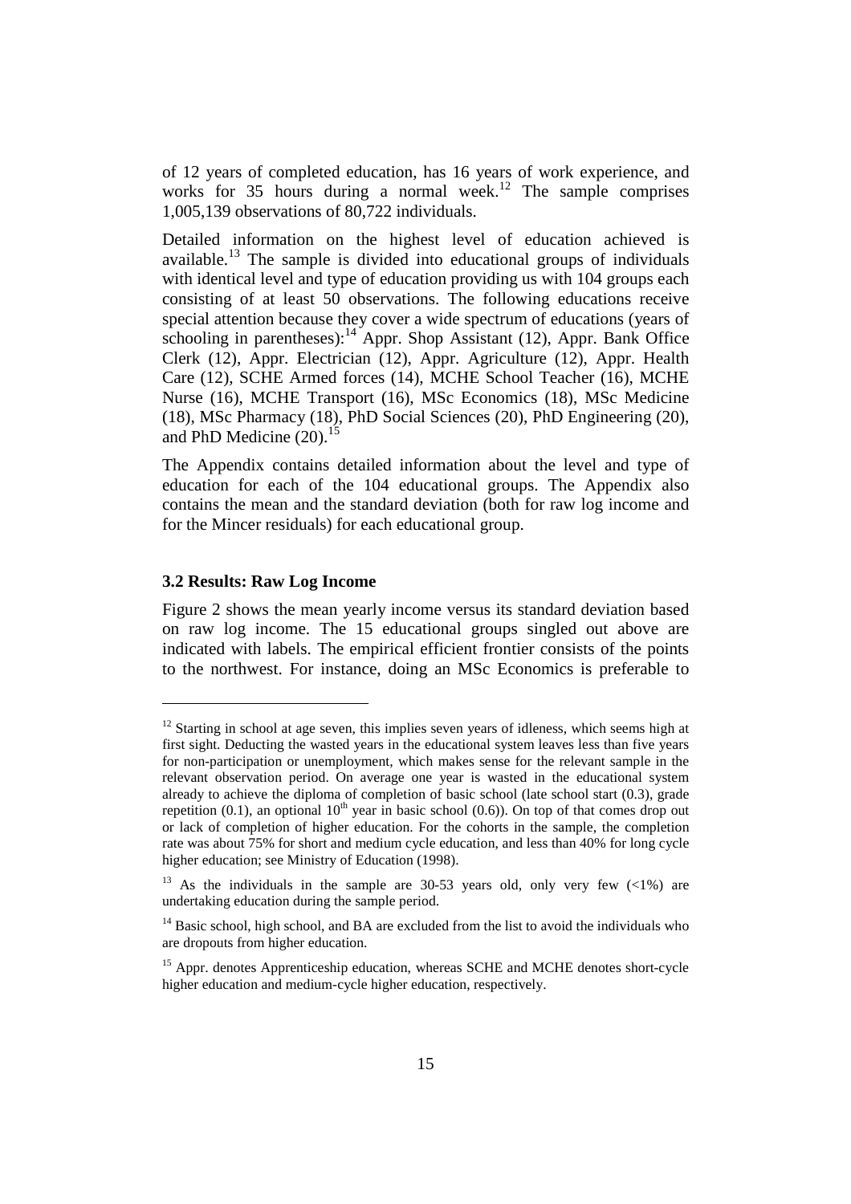of 12 years of completed education, has 16 years of work experience, and works for 35 hours during a normal week.[12] The sample comprises 1,005,139 observations of 80,722 individuals.

Detailed information on the highest level of education achieved is available.[13] The sample is divided into educational groups of individuals with identical level and type of education providing us with 104 groups each consisting of at least 50 observations. The following educations receive special attention because they cover a wide spectrum of educations (years of schooling in parentheses):[14] Appr. Shop Assistant (12), Appr. Bank Office Clerk (12), Appr. Electrician (12), Appr. Agriculture (12), Appr. Health Care (12), SCHE Armed forces (14), MCHE School Teacher (16), MCHE Nurse (16), MCHE Transport (16), MSc Economics (18), MSc Medicine (18), MSc Pharmacy (18), PhD Social Sciences (20), PhD Engineering (20), and PhD Medicine (20).[15]

The Appendix contains detailed information about the level and type of education for each of the 104 educational groups. The Appendix also contains the mean and the standard deviation (both for raw log income and for the Mincer residuals) for each educational group.

### 3.2 Results: Raw Log Income

Figure 2 shows the mean yearly income versus its standard deviation based on raw log income. The 15 educational groups singled out above are indicated with labels. The empirical efficient frontier consists of the points to the northwest. For instance, doing an MSc Economics is preferable to

---

[12] Starting in school at age seven, this implies seven years of idleness, which seems high at first sight. Deducting the wasted years in the educational system leaves less than five years for non-participation or unemployment, which makes sense for the relevant sample in the relevant observation period. On average one year is wasted in the educational system already to achieve the diploma of completion of basic school (late school start (0.3), grade repetition (0.1), an optional 10th year in basic school (0.6)). On top of that comes drop out or lack of completion of higher education. For the cohorts in the sample, the completion rate was about 75% for short and medium cycle education, and less than 40% for long cycle higher education; see Ministry of Education (1998).

[13] As the individuals in the sample are 30-53 years old, only very few (<1%) are undertaking education during the sample period.

[14] Basic school, high school, and BA are excluded from the list to avoid the individuals who are dropouts from higher education.

[15] Appr. denotes Apprenticeship education, whereas SCHE and MCHE denotes short-cycle higher education and medium-cycle higher education, respectively.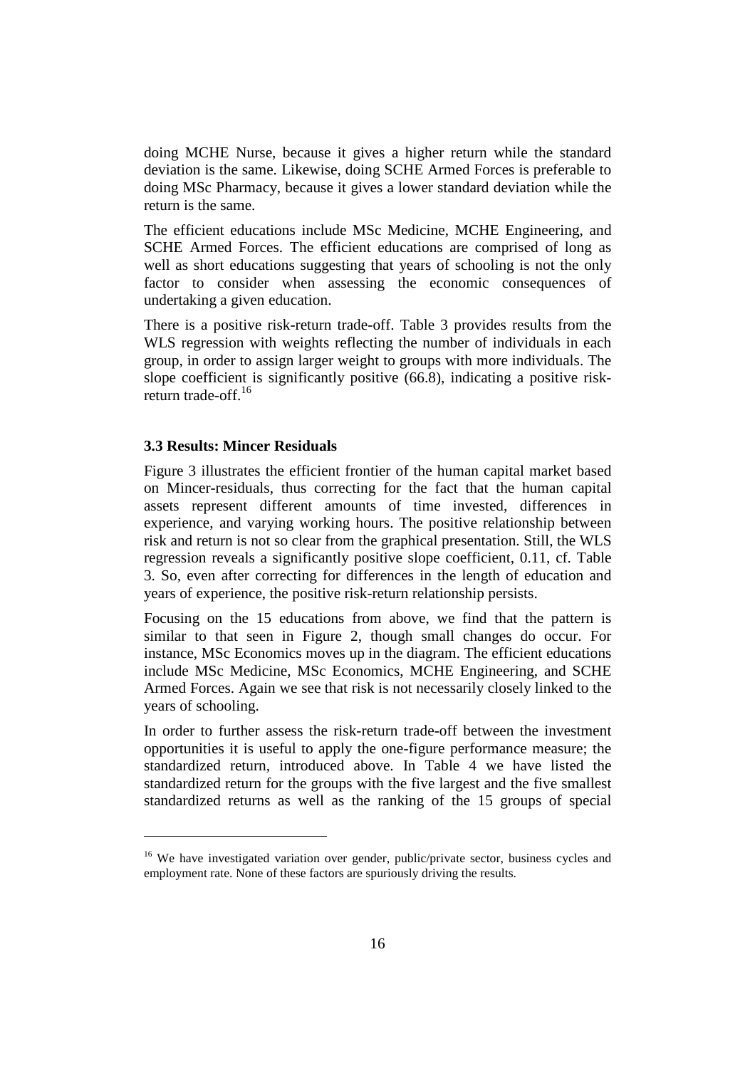doing MCHE Nurse, because it gives a higher return while the standard deviation is the same. Likewise, doing SCHE Armed Forces is preferable to doing MSc Pharmacy, because it gives a lower standard deviation while the return is the same.

The efficient educations include MSc Medicine, MCHE Engineering, and SCHE Armed Forces. The efficient educations are comprised of long as well as short educations suggesting that years of schooling is not the only factor to consider when assessing the economic consequences of undertaking a given education.

There is a positive risk-return trade-off. Table 3 provides results from the WLS regression with weights reflecting the number of individuals in each group, in order to assign larger weight to groups with more individuals. The slope coefficient is significantly positive (66.8), indicating a positive risk-return trade-off.[16]

### 3.3 Results: Mincer Residuals

Figure 3 illustrates the efficient frontier of the human capital market based on Mincer-residuals, thus correcting for the fact that the human capital assets represent different amounts of time invested, differences in experience, and varying working hours. The positive relationship between risk and return is not so clear from the graphical presentation. Still, the WLS regression reveals a significantly positive slope coefficient, 0.11, cf. Table 3. So, even after correcting for differences in the length of education and years of experience, the positive risk-return relationship persists.

Focusing on the 15 educations from above, we find that the pattern is similar to that seen in Figure 2, though small changes do occur. For instance, MSc Economics moves up in the diagram. The efficient educations include MSc Medicine, MSc Economics, MCHE Engineering, and SCHE Armed Forces. Again we see that risk is not necessarily closely linked to the years of schooling.

In order to further assess the risk-return trade-off between the investment opportunities it is useful to apply the one-figure performance measure; the standardized return, introduced above. In Table 4 we have listed the standardized return for the groups with the five largest and the five smallest standardized returns as well as the ranking of the 15 groups of special

---

[16] We have investigated variation over gender, public/private sector, business cycles and employment rate. None of these factors are spuriously driving the results.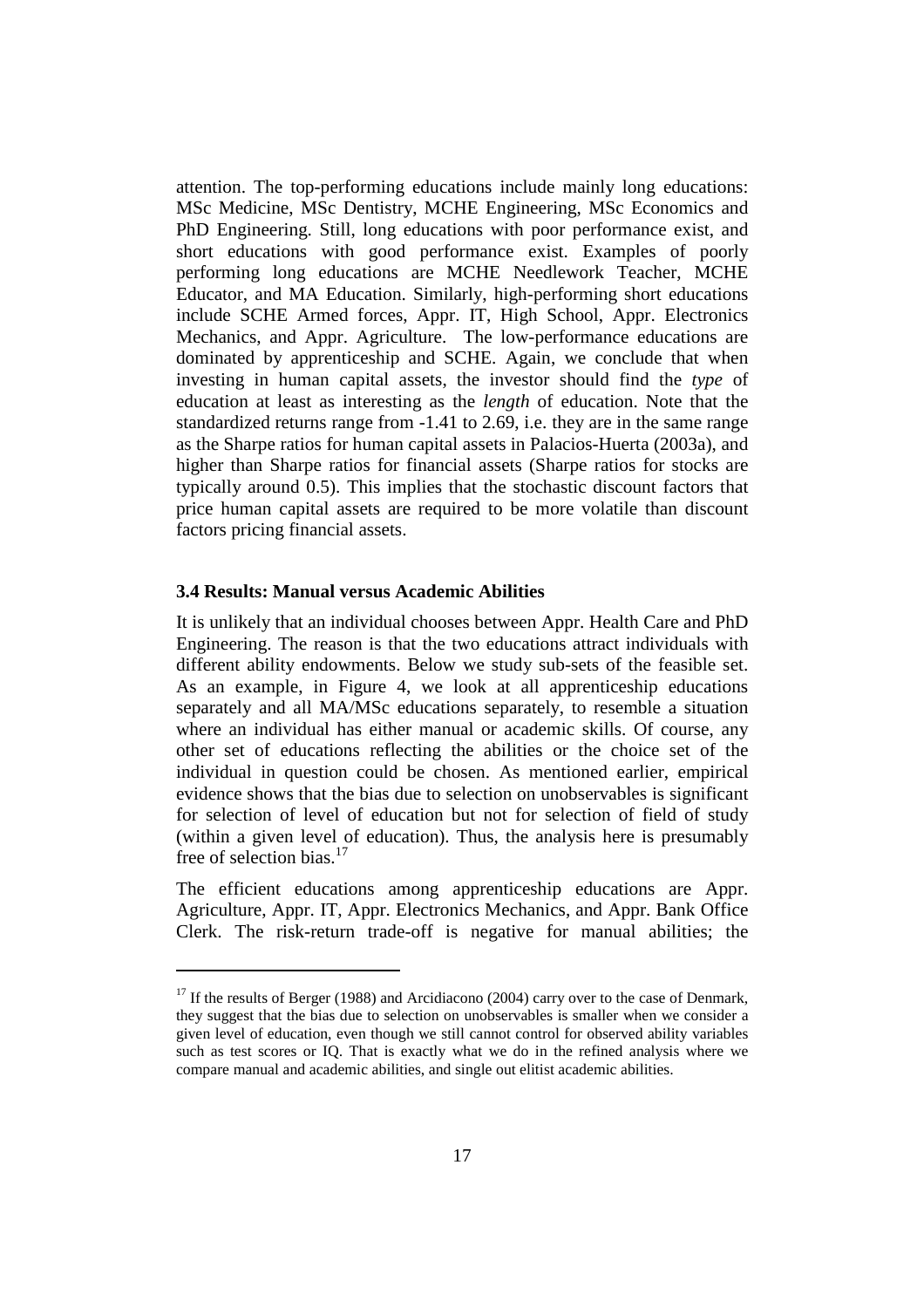attention. The top-performing educations include mainly long educations: MSc Medicine, MSc Dentistry, MCHE Engineering, MSc Economics and PhD Engineering. Still, long educations with poor performance exist, and short educations with good performance exist. Examples of poorly performing long educations are MCHE Needlework Teacher, MCHE Educator, and MA Education. Similarly, high-performing short educations include SCHE Armed forces, Appr. IT, High School, Appr. Electronics Mechanics, and Appr. Agriculture. The low-performance educations are dominated by apprenticeship and SCHE. Again, we conclude that when investing in human capital assets, the investor should find the *type* of education at least as interesting as the *length* of education. Note that the standardized returns range from -1.41 to 2.69, i.e. they are in the same range as the Sharpe ratios for human capital assets in Palacios-Huerta (2003a), and higher than Sharpe ratios for financial assets (Sharpe ratios for stocks are typically around 0.5). This implies that the stochastic discount factors that price human capital assets are required to be more volatile than discount factors pricing financial assets.

### 3.4 Results: Manual versus Academic Abilities

It is unlikely that an individual chooses between Appr. Health Care and PhD Engineering. The reason is that the two educations attract individuals with different ability endowments. Below we study sub-sets of the feasible set. As an example, in Figure 4, we look at all apprenticeship educations separately and all MA/MSc educations separately, to resemble a situation where an individual has either manual or academic skills. Of course, any other set of educations reflecting the abilities or the choice set of the individual in question could be chosen. As mentioned earlier, empirical evidence shows that the bias due to selection on unobservables is significant for selection of level of education but not for selection of field of study (within a given level of education). Thus, the analysis here is presumably free of selection bias.[17]

The efficient educations among apprenticeship educations are Appr. Agriculture, Appr. IT, Appr. Electronics Mechanics, and Appr. Bank Office Clerk. The risk-return trade-off is negative for manual abilities; the

---

[17] If the results of Berger (1988) and Arcidiacono (2004) carry over to the case of Denmark, they suggest that the bias due to selection on unobservables is smaller when we consider a given level of education, even though we still cannot control for observed ability variables such as test scores or IQ. That is exactly what we do in the refined analysis where we compare manual and academic abilities, and single out elitist academic abilities.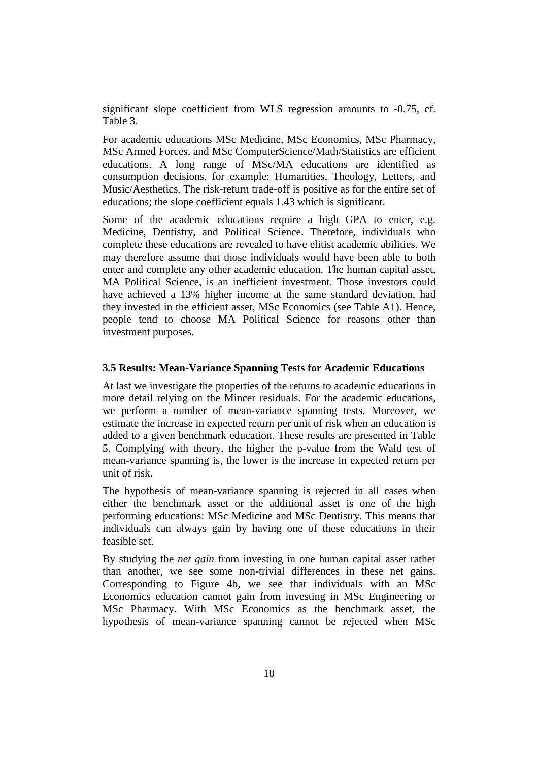significant slope coefficient from WLS regression amounts to -0.75, cf. Table 3.

For academic educations MSc Medicine, MSc Economics, MSc Pharmacy, MSc Armed Forces, and MSc ComputerScience/Math/Statistics are efficient educations. A long range of MSc/MA educations are identified as consumption decisions, for example: Humanities, Theology, Letters, and Music/Aesthetics. The risk-return trade-off is positive as for the entire set of educations; the slope coefficient equals 1.43 which is significant.

Some of the academic educations require a high GPA to enter, e.g. Medicine, Dentistry, and Political Science. Therefore, individuals who complete these educations are revealed to have elitist academic abilities. We may therefore assume that those individuals would have been able to both enter and complete any other academic education. The human capital asset, MA Political Science, is an inefficient investment. Those investors could have achieved a 13% higher income at the same standard deviation, had they invested in the efficient asset, MSc Economics (see Table A1). Hence, people tend to choose MA Political Science for reasons other than investment purposes.

### 3.5 Results: Mean-Variance Spanning Tests for Academic Educations

At last we investigate the properties of the returns to academic educations in more detail relying on the Mincer residuals. For the academic educations, we perform a number of mean-variance spanning tests. Moreover, we estimate the increase in expected return per unit of risk when an education is added to a given benchmark education. These results are presented in Table 5. Complying with theory, the higher the p-value from the Wald test of mean-variance spanning is, the lower is the increase in expected return per unit of risk.

The hypothesis of mean-variance spanning is rejected in all cases when either the benchmark asset or the additional asset is one of the high performing educations: MSc Medicine and MSc Dentistry. This means that individuals can always gain by having one of these educations in their feasible set.

By studying the *net gain* from investing in one human capital asset rather than another, we see some non-trivial differences in these net gains. Corresponding to Figure 4b, we see that individuals with an MSc Economics education cannot gain from investing in MSc Engineering or MSc Pharmacy. With MSc Economics as the benchmark asset, the hypothesis of mean-variance spanning cannot be rejected when MSc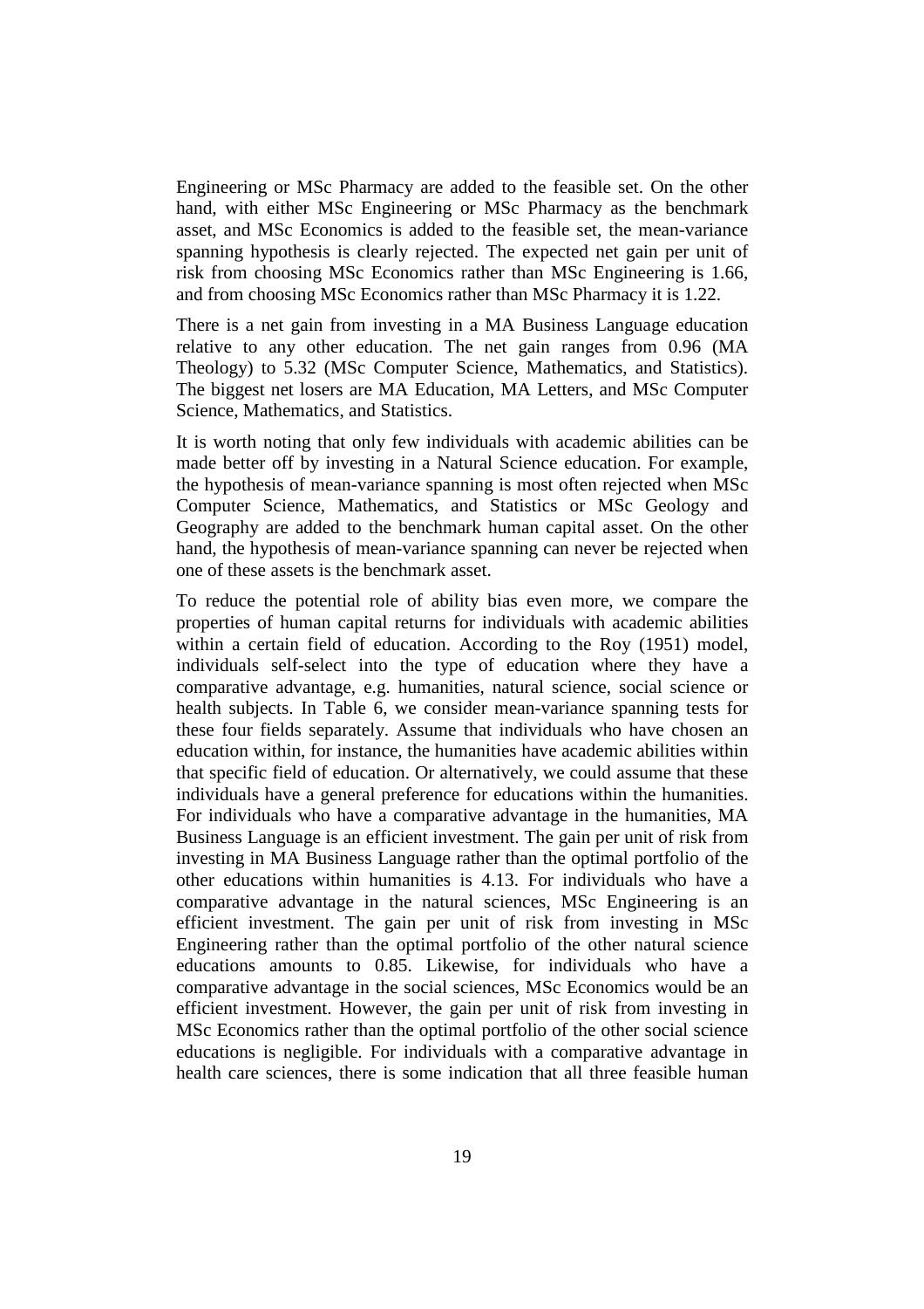Engineering or MSc Pharmacy are added to the feasible set. On the other hand, with either MSc Engineering or MSc Pharmacy as the benchmark asset, and MSc Economics is added to the feasible set, the mean-variance spanning hypothesis is clearly rejected. The expected net gain per unit of risk from choosing MSc Economics rather than MSc Engineering is 1.66, and from choosing MSc Economics rather than MSc Pharmacy it is 1.22.

There is a net gain from investing in a MA Business Language education relative to any other education. The net gain ranges from 0.96 (MA Theology) to 5.32 (MSc Computer Science, Mathematics, and Statistics). The biggest net losers are MA Education, MA Letters, and MSc Computer Science, Mathematics, and Statistics.

It is worth noting that only few individuals with academic abilities can be made better off by investing in a Natural Science education. For example, the hypothesis of mean-variance spanning is most often rejected when MSc Computer Science, Mathematics, and Statistics or MSc Geology and Geography are added to the benchmark human capital asset. On the other hand, the hypothesis of mean-variance spanning can never be rejected when one of these assets is the benchmark asset.

To reduce the potential role of ability bias even more, we compare the properties of human capital returns for individuals with academic abilities within a certain field of education. According to the Roy (1951) model, individuals self-select into the type of education where they have a comparative advantage, e.g. humanities, natural science, social science or health subjects. In Table 6, we consider mean-variance spanning tests for these four fields separately. Assume that individuals who have chosen an education within, for instance, the humanities have academic abilities within that specific field of education. Or alternatively, we could assume that these individuals have a general preference for educations within the humanities. For individuals who have a comparative advantage in the humanities, MA Business Language is an efficient investment. The gain per unit of risk from investing in MA Business Language rather than the optimal portfolio of the other educations within humanities is 4.13. For individuals who have a comparative advantage in the natural sciences, MSc Engineering is an efficient investment. The gain per unit of risk from investing in MSc Engineering rather than the optimal portfolio of the other natural science educations amounts to 0.85. Likewise, for individuals who have a comparative advantage in the social sciences, MSc Economics would be an efficient investment. However, the gain per unit of risk from investing in MSc Economics rather than the optimal portfolio of the other social science educations is negligible. For individuals with a comparative advantage in health care sciences, there is some indication that all three feasible human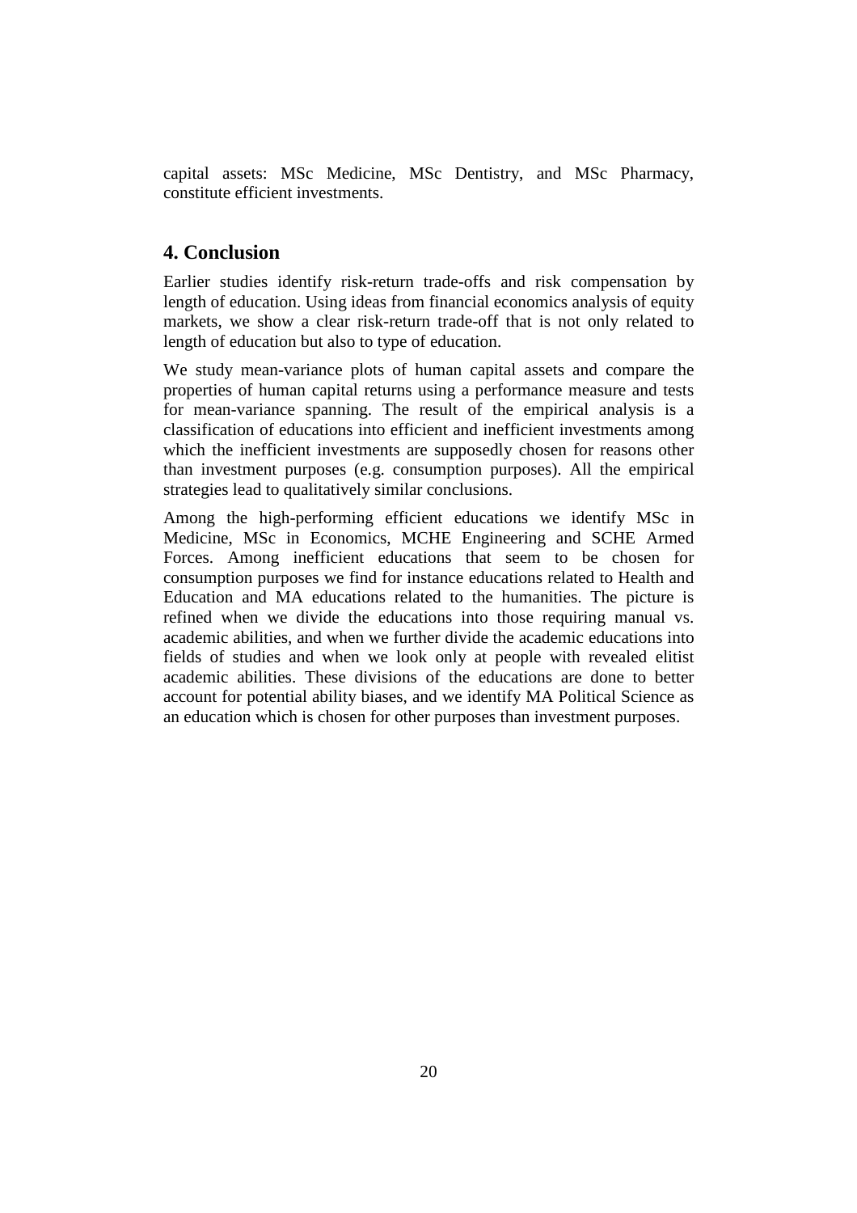capital assets: MSc Medicine, MSc Dentistry, and MSc Pharmacy, constitute efficient investments.

## 4. Conclusion

Earlier studies identify risk-return trade-offs and risk compensation by length of education. Using ideas from financial economics analysis of equity markets, we show a clear risk-return trade-off that is not only related to length of education but also to type of education.

We study mean-variance plots of human capital assets and compare the properties of human capital returns using a performance measure and tests for mean-variance spanning. The result of the empirical analysis is a classification of educations into efficient and inefficient investments among which the inefficient investments are supposedly chosen for reasons other than investment purposes (e.g. consumption purposes). All the empirical strategies lead to qualitatively similar conclusions.

Among the high-performing efficient educations we identify MSc in Medicine, MSc in Economics, MCHE Engineering and SCHE Armed Forces. Among inefficient educations that seem to be chosen for consumption purposes we find for instance educations related to Health and Education and MA educations related to the humanities. The picture is refined when we divide the educations into those requiring manual vs. academic abilities, and when we further divide the academic educations into fields of studies and when we look only at people with revealed elitist academic abilities. These divisions of the educations are done to better account for potential ability biases, and we identify MA Political Science as an education which is chosen for other purposes than investment purposes.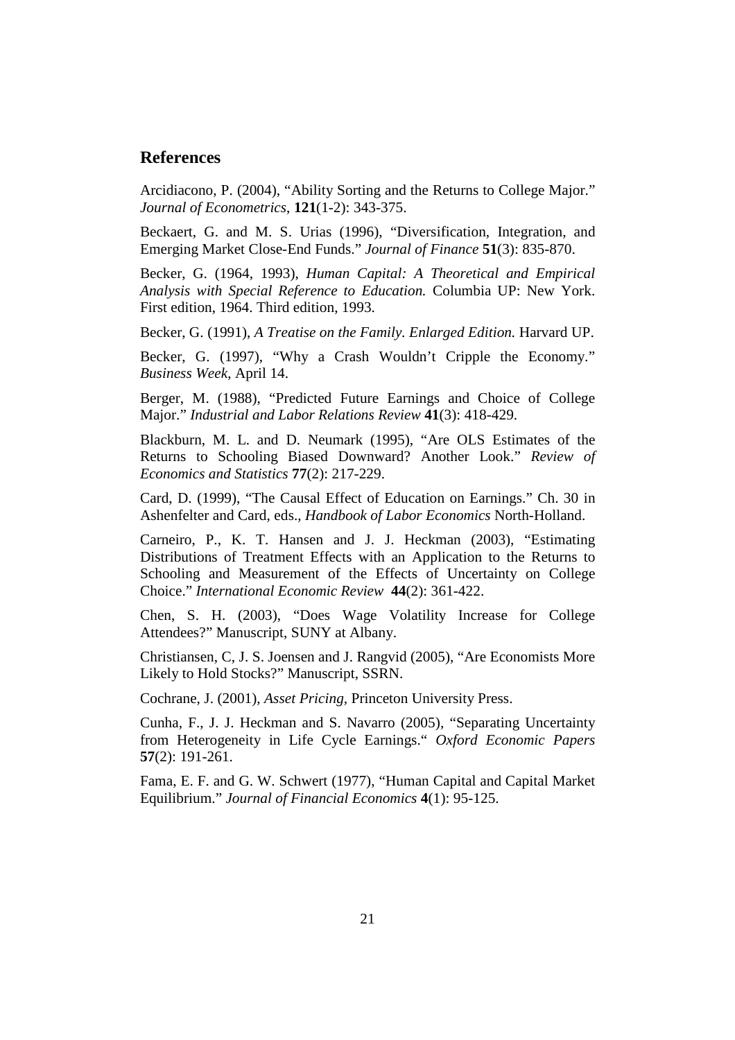## References

Arcidiacono, P. (2004), "Ability Sorting and the Returns to College Major." *Journal of Econometrics*, **121**(1-2): 343-375.

Beckaert, G. and M. S. Urias (1996), "Diversification, Integration, and Emerging Market Close-End Funds." *Journal of Finance* **51**(3): 835-870.

Becker, G. (1964, 1993), *Human Capital: A Theoretical and Empirical Analysis with Special Reference to Education.* Columbia UP: New York. First edition, 1964. Third edition, 1993.

Becker, G. (1991), *A Treatise on the Family. Enlarged Edition.* Harvard UP.

Becker, G. (1997), "Why a Crash Wouldn't Cripple the Economy." *Business Week*, April 14.

Berger, M. (1988), "Predicted Future Earnings and Choice of College Major." *Industrial and Labor Relations Review* **41**(3): 418-429.

Blackburn, M. L. and D. Neumark (1995), "Are OLS Estimates of the Returns to Schooling Biased Downward? Another Look." *Review of Economics and Statistics* **77**(2): 217-229.

Card, D. (1999), "The Causal Effect of Education on Earnings." Ch. 30 in Ashenfelter and Card, eds., *Handbook of Labor Economics* North-Holland.

Carneiro, P., K. T. Hansen and J. J. Heckman (2003), "Estimating Distributions of Treatment Effects with an Application to the Returns to Schooling and Measurement of the Effects of Uncertainty on College Choice." *International Economic Review* **44**(2): 361-422.

Chen, S. H. (2003), "Does Wage Volatility Increase for College Attendees?" Manuscript, SUNY at Albany.

Christiansen, C, J. S. Joensen and J. Rangvid (2005), "Are Economists More Likely to Hold Stocks?" Manuscript, SSRN.

Cochrane, J. (2001), *Asset Pricing*, Princeton University Press.

Cunha, F., J. J. Heckman and S. Navarro (2005), "Separating Uncertainty from Heterogeneity in Life Cycle Earnings." *Oxford Economic Papers* **57**(2): 191-261.

Fama, E. F. and G. W. Schwert (1977), "Human Capital and Capital Market Equilibrium." *Journal of Financial Economics* **4**(1): 95-125.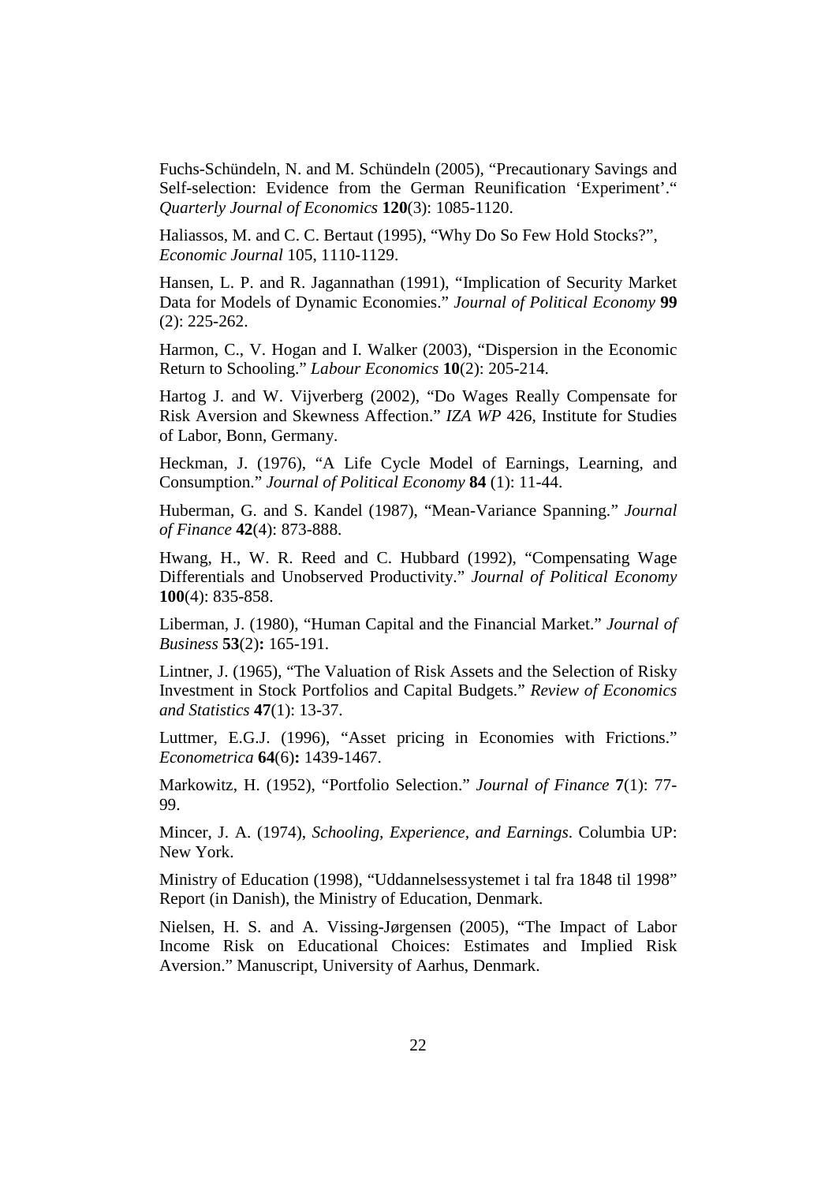Fuchs-Schündeln, N. and M. Schündeln (2005), "Precautionary Savings and Self-selection: Evidence from the German Reunification 'Experiment'." *Quarterly Journal of Economics* **120**(3): 1085-1120.

Haliassos, M. and C. C. Bertaut (1995), "Why Do So Few Hold Stocks?", *Economic Journal* 105, 1110-1129.

Hansen, L. P. and R. Jagannathan (1991), "Implication of Security Market Data for Models of Dynamic Economies." *Journal of Political Economy* **99** (2): 225-262.

Harmon, C., V. Hogan and I. Walker (2003), "Dispersion in the Economic Return to Schooling." *Labour Economics* **10**(2): 205-214.

Hartog J. and W. Vijverberg (2002), "Do Wages Really Compensate for Risk Aversion and Skewness Affection." *IZA WP* 426, Institute for Studies of Labor, Bonn, Germany.

Heckman, J. (1976), "A Life Cycle Model of Earnings, Learning, and Consumption." *Journal of Political Economy* **84** (1): 11-44.

Huberman, G. and S. Kandel (1987), "Mean-Variance Spanning." *Journal of Finance* **42**(4): 873-888.

Hwang, H., W. R. Reed and C. Hubbard (1992), "Compensating Wage Differentials and Unobserved Productivity." *Journal of Political Economy* **100**(4): 835-858.

Liberman, J. (1980), "Human Capital and the Financial Market." *Journal of Business* **53**(2)**:** 165-191.

Lintner, J. (1965), "The Valuation of Risk Assets and the Selection of Risky Investment in Stock Portfolios and Capital Budgets." *Review of Economics and Statistics* **47**(1): 13-37.

Luttmer, E.G.J. (1996), "Asset pricing in Economies with Frictions." *Econometrica* **64**(6)**:** 1439-1467.

Markowitz, H. (1952), "Portfolio Selection." *Journal of Finance* **7**(1): 77-99.

Mincer, J. A. (1974), *Schooling, Experience, and Earnings*. Columbia UP: New York.

Ministry of Education (1998), "Uddannelsessystemet i tal fra 1848 til 1998" Report (in Danish), the Ministry of Education, Denmark.

Nielsen, H. S. and A. Vissing-Jørgensen (2005), "The Impact of Labor Income Risk on Educational Choices: Estimates and Implied Risk Aversion." Manuscript, University of Aarhus, Denmark.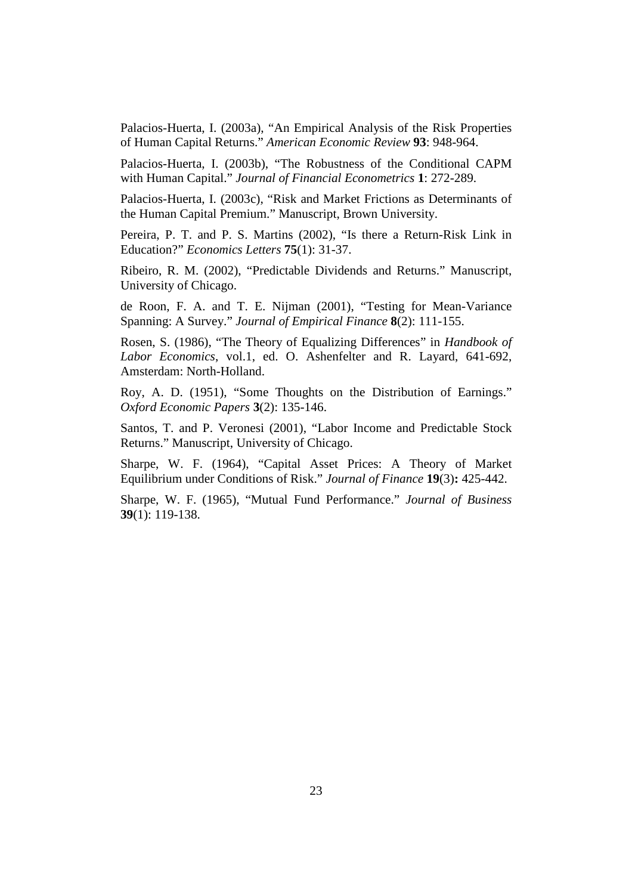Palacios-Huerta, I. (2003a), "An Empirical Analysis of the Risk Properties of Human Capital Returns." *American Economic Review* **93**: 948-964.

Palacios-Huerta, I. (2003b), "The Robustness of the Conditional CAPM with Human Capital." *Journal of Financial Econometrics* **1**: 272-289.

Palacios-Huerta, I. (2003c), "Risk and Market Frictions as Determinants of the Human Capital Premium." Manuscript, Brown University.

Pereira, P. T. and P. S. Martins (2002), "Is there a Return-Risk Link in Education?" *Economics Letters* **75**(1): 31-37.

Ribeiro, R. M. (2002), "Predictable Dividends and Returns." Manuscript, University of Chicago.

de Roon, F. A. and T. E. Nijman (2001), "Testing for Mean-Variance Spanning: A Survey." *Journal of Empirical Finance* **8**(2): 111-155.

Rosen, S. (1986), "The Theory of Equalizing Differences" in *Handbook of Labor Economics*, vol.1, ed. O. Ashenfelter and R. Layard, 641-692, Amsterdam: North-Holland.

Roy, A. D. (1951), "Some Thoughts on the Distribution of Earnings." *Oxford Economic Papers* **3**(2): 135-146.

Santos, T. and P. Veronesi (2001), "Labor Income and Predictable Stock Returns." Manuscript, University of Chicago.

Sharpe, W. F. (1964), "Capital Asset Prices: A Theory of Market Equilibrium under Conditions of Risk." *Journal of Finance* **19**(3)**:** 425-442.

Sharpe, W. F. (1965), "Mutual Fund Performance." *Journal of Business* **39**(1): 119-138.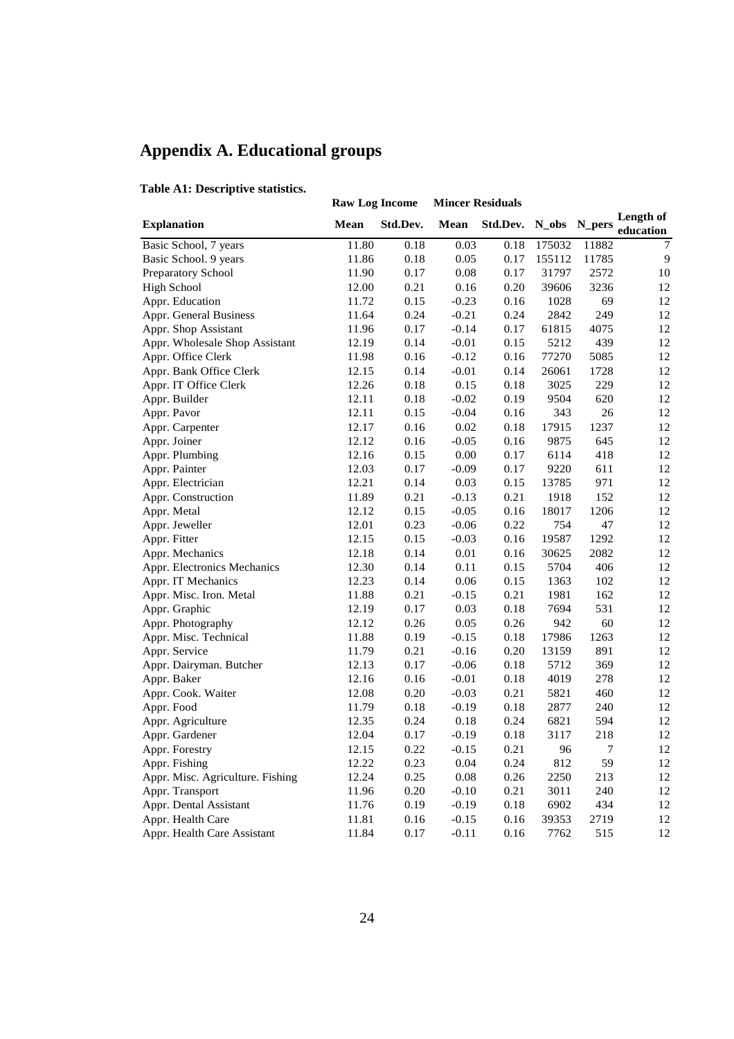# Appendix A. Educational groups

**Table A1: Descriptive statistics.**

| | Raw Log Income | | Mincer Residuals | | | | |
|---|---|---|---|---|---|---|---|
| **Explanation** | **Mean** | **Std.Dev.** | **Mean** | **Std.Dev.** | **N_obs** | **N_pers** | **Length of education** |
| Basic School, 7 years | 11.80 | 0.18 | 0.03 | 0.18 | 175032 | 11882 | 7 |
| Basic School. 9 years | 11.86 | 0.18 | 0.05 | 0.17 | 155112 | 11785 | 9 |
| Preparatory School | 11.90 | 0.17 | 0.08 | 0.17 | 31797 | 2572 | 10 |
| High School | 12.00 | 0.21 | 0.16 | 0.20 | 39606 | 3236 | 12 |
| Appr. Education | 11.72 | 0.15 | -0.23 | 0.16 | 1028 | 69 | 12 |
| Appr. General Business | 11.64 | 0.24 | -0.21 | 0.24 | 2842 | 249 | 12 |
| Appr. Shop Assistant | 11.96 | 0.17 | -0.14 | 0.17 | 61815 | 4075 | 12 |
| Appr. Wholesale Shop Assistant | 12.19 | 0.14 | -0.01 | 0.15 | 5212 | 439 | 12 |
| Appr. Office Clerk | 11.98 | 0.16 | -0.12 | 0.16 | 77270 | 5085 | 12 |
| Appr. Bank Office Clerk | 12.15 | 0.14 | -0.01 | 0.14 | 26061 | 1728 | 12 |
| Appr. IT Office Clerk | 12.26 | 0.18 | 0.15 | 0.18 | 3025 | 229 | 12 |
| Appr. Builder | 12.11 | 0.18 | -0.02 | 0.19 | 9504 | 620 | 12 |
| Appr. Pavor | 12.11 | 0.15 | -0.04 | 0.16 | 343 | 26 | 12 |
| Appr. Carpenter | 12.17 | 0.16 | 0.02 | 0.18 | 17915 | 1237 | 12 |
| Appr. Joiner | 12.12 | 0.16 | -0.05 | 0.16 | 9875 | 645 | 12 |
| Appr. Plumbing | 12.16 | 0.15 | 0.00 | 0.17 | 6114 | 418 | 12 |
| Appr. Painter | 12.03 | 0.17 | -0.09 | 0.17 | 9220 | 611 | 12 |
| Appr. Electrician | 12.21 | 0.14 | 0.03 | 0.15 | 13785 | 971 | 12 |
| Appr. Construction | 11.89 | 0.21 | -0.13 | 0.21 | 1918 | 152 | 12 |
| Appr. Metal | 12.12 | 0.15 | -0.05 | 0.16 | 18017 | 1206 | 12 |
| Appr. Jeweller | 12.01 | 0.23 | -0.06 | 0.22 | 754 | 47 | 12 |
| Appr. Fitter | 12.15 | 0.15 | -0.03 | 0.16 | 19587 | 1292 | 12 |
| Appr. Mechanics | 12.18 | 0.14 | 0.01 | 0.16 | 30625 | 2082 | 12 |
| Appr. Electronics Mechanics | 12.30 | 0.14 | 0.11 | 0.15 | 5704 | 406 | 12 |
| Appr. IT Mechanics | 12.23 | 0.14 | 0.06 | 0.15 | 1363 | 102 | 12 |
| Appr. Misc. Iron. Metal | 11.88 | 0.21 | -0.15 | 0.21 | 1981 | 162 | 12 |
| Appr. Graphic | 12.19 | 0.17 | 0.03 | 0.18 | 7694 | 531 | 12 |
| Appr. Photography | 12.12 | 0.26 | 0.05 | 0.26 | 942 | 60 | 12 |
| Appr. Misc. Technical | 11.88 | 0.19 | -0.15 | 0.18 | 17986 | 1263 | 12 |
| Appr. Service | 11.79 | 0.21 | -0.16 | 0.20 | 13159 | 891 | 12 |
| Appr. Dairyman. Butcher | 12.13 | 0.17 | -0.06 | 0.18 | 5712 | 369 | 12 |
| Appr. Baker | 12.16 | 0.16 | -0.01 | 0.18 | 4019 | 278 | 12 |
| Appr. Cook. Waiter | 12.08 | 0.20 | -0.03 | 0.21 | 5821 | 460 | 12 |
| Appr. Food | 11.79 | 0.18 | -0.19 | 0.18 | 2877 | 240 | 12 |
| Appr. Agriculture | 12.35 | 0.24 | 0.18 | 0.24 | 6821 | 594 | 12 |
| Appr. Gardener | 12.04 | 0.17 | -0.19 | 0.18 | 3117 | 218 | 12 |
| Appr. Forestry | 12.15 | 0.22 | -0.15 | 0.21 | 96 | 7 | 12 |
| Appr. Fishing | 12.22 | 0.23 | 0.04 | 0.24 | 812 | 59 | 12 |
| Appr. Misc. Agriculture. Fishing | 12.24 | 0.25 | 0.08 | 0.26 | 2250 | 213 | 12 |
| Appr. Transport | 11.96 | 0.20 | -0.10 | 0.21 | 3011 | 240 | 12 |
| Appr. Dental Assistant | 11.76 | 0.19 | -0.19 | 0.18 | 6902 | 434 | 12 |
| Appr. Health Care | 11.81 | 0.16 | -0.15 | 0.16 | 39353 | 2719 | 12 |
| Appr. Health Care Assistant | 11.84 | 0.17 | -0.11 | 0.16 | 7762 | 515 | 12 |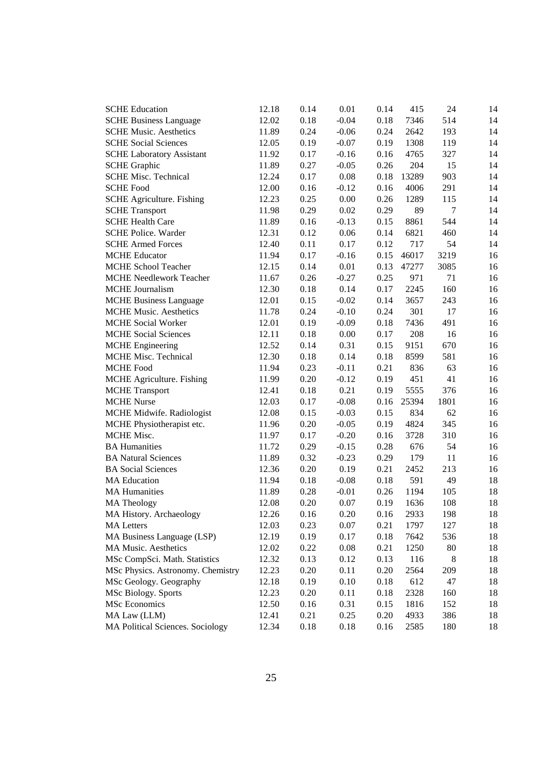| | | | | | | | |
|---|---|---|---|---|---|---|---|
| SCHE Education | 12.18 | 0.14 | 0.01 | 0.14 | 415 | 24 | 14 |
| SCHE Business Language | 12.02 | 0.18 | -0.04 | 0.18 | 7346 | 514 | 14 |
| SCHE Music. Aesthetics | 11.89 | 0.24 | -0.06 | 0.24 | 2642 | 193 | 14 |
| SCHE Social Sciences | 12.05 | 0.19 | -0.07 | 0.19 | 1308 | 119 | 14 |
| SCHE Laboratory Assistant | 11.92 | 0.17 | -0.16 | 0.16 | 4765 | 327 | 14 |
| SCHE Graphic | 11.89 | 0.27 | -0.05 | 0.26 | 204 | 15 | 14 |
| SCHE Misc. Technical | 12.24 | 0.17 | 0.08 | 0.18 | 13289 | 903 | 14 |
| SCHE Food | 12.00 | 0.16 | -0.12 | 0.16 | 4006 | 291 | 14 |
| SCHE Agriculture. Fishing | 12.23 | 0.25 | 0.00 | 0.26 | 1289 | 115 | 14 |
| SCHE Transport | 11.98 | 0.29 | 0.02 | 0.29 | 89 | 7 | 14 |
| SCHE Health Care | 11.89 | 0.16 | -0.13 | 0.15 | 8861 | 544 | 14 |
| SCHE Police. Warder | 12.31 | 0.12 | 0.06 | 0.14 | 6821 | 460 | 14 |
| SCHE Armed Forces | 12.40 | 0.11 | 0.17 | 0.12 | 717 | 54 | 14 |
| MCHE Educator | 11.94 | 0.17 | -0.16 | 0.15 | 46017 | 3219 | 16 |
| MCHE School Teacher | 12.15 | 0.14 | 0.01 | 0.13 | 47277 | 3085 | 16 |
| MCHE Needlework Teacher | 11.67 | 0.26 | -0.27 | 0.25 | 971 | 71 | 16 |
| MCHE Journalism | 12.30 | 0.18 | 0.14 | 0.17 | 2245 | 160 | 16 |
| MCHE Business Language | 12.01 | 0.15 | -0.02 | 0.14 | 3657 | 243 | 16 |
| MCHE Music. Aesthetics | 11.78 | 0.24 | -0.10 | 0.24 | 301 | 17 | 16 |
| MCHE Social Worker | 12.01 | 0.19 | -0.09 | 0.18 | 7436 | 491 | 16 |
| MCHE Social Sciences | 12.11 | 0.18 | 0.00 | 0.17 | 208 | 16 | 16 |
| MCHE Engineering | 12.52 | 0.14 | 0.31 | 0.15 | 9151 | 670 | 16 |
| MCHE Misc. Technical | 12.30 | 0.18 | 0.14 | 0.18 | 8599 | 581 | 16 |
| MCHE Food | 11.94 | 0.23 | -0.11 | 0.21 | 836 | 63 | 16 |
| MCHE Agriculture. Fishing | 11.99 | 0.20 | -0.12 | 0.19 | 451 | 41 | 16 |
| MCHE Transport | 12.41 | 0.18 | 0.21 | 0.19 | 5555 | 376 | 16 |
| MCHE Nurse | 12.03 | 0.17 | -0.08 | 0.16 | 25394 | 1801 | 16 |
| MCHE Midwife. Radiologist | 12.08 | 0.15 | -0.03 | 0.15 | 834 | 62 | 16 |
| MCHE Physiotherapist etc. | 11.96 | 0.20 | -0.05 | 0.19 | 4824 | 345 | 16 |
| MCHE Misc. | 11.97 | 0.17 | -0.20 | 0.16 | 3728 | 310 | 16 |
| BA Humanities | 11.72 | 0.29 | -0.15 | 0.28 | 676 | 54 | 16 |
| BA Natural Sciences | 11.89 | 0.32 | -0.23 | 0.29 | 179 | 11 | 16 |
| BA Social Sciences | 12.36 | 0.20 | 0.19 | 0.21 | 2452 | 213 | 16 |
| MA Education | 11.94 | 0.18 | -0.08 | 0.18 | 591 | 49 | 18 |
| MA Humanities | 11.89 | 0.28 | -0.01 | 0.26 | 1194 | 105 | 18 |
| MA Theology | 12.08 | 0.20 | 0.07 | 0.19 | 1636 | 108 | 18 |
| MA History. Archaeology | 12.26 | 0.16 | 0.20 | 0.16 | 2933 | 198 | 18 |
| MA Letters | 12.03 | 0.23 | 0.07 | 0.21 | 1797 | 127 | 18 |
| MA Business Language (LSP) | 12.19 | 0.19 | 0.17 | 0.18 | 7642 | 536 | 18 |
| MA Music. Aesthetics | 12.02 | 0.22 | 0.08 | 0.21 | 1250 | 80 | 18 |
| MSc CompSci. Math. Statistics | 12.32 | 0.13 | 0.12 | 0.13 | 116 | 8 | 18 |
| MSc Physics. Astronomy. Chemistry | 12.23 | 0.20 | 0.11 | 0.20 | 2564 | 209 | 18 |
| MSc Geology. Geography | 12.18 | 0.19 | 0.10 | 0.18 | 612 | 47 | 18 |
| MSc Biology. Sports | 12.23 | 0.20 | 0.11 | 0.18 | 2328 | 160 | 18 |
| MSc Economics | 12.50 | 0.16 | 0.31 | 0.15 | 1816 | 152 | 18 |
| MA Law (LLM) | 12.41 | 0.21 | 0.25 | 0.20 | 4933 | 386 | 18 |
| MA Political Sciences. Sociology | 12.34 | 0.18 | 0.18 | 0.16 | 2585 | 180 | 18 |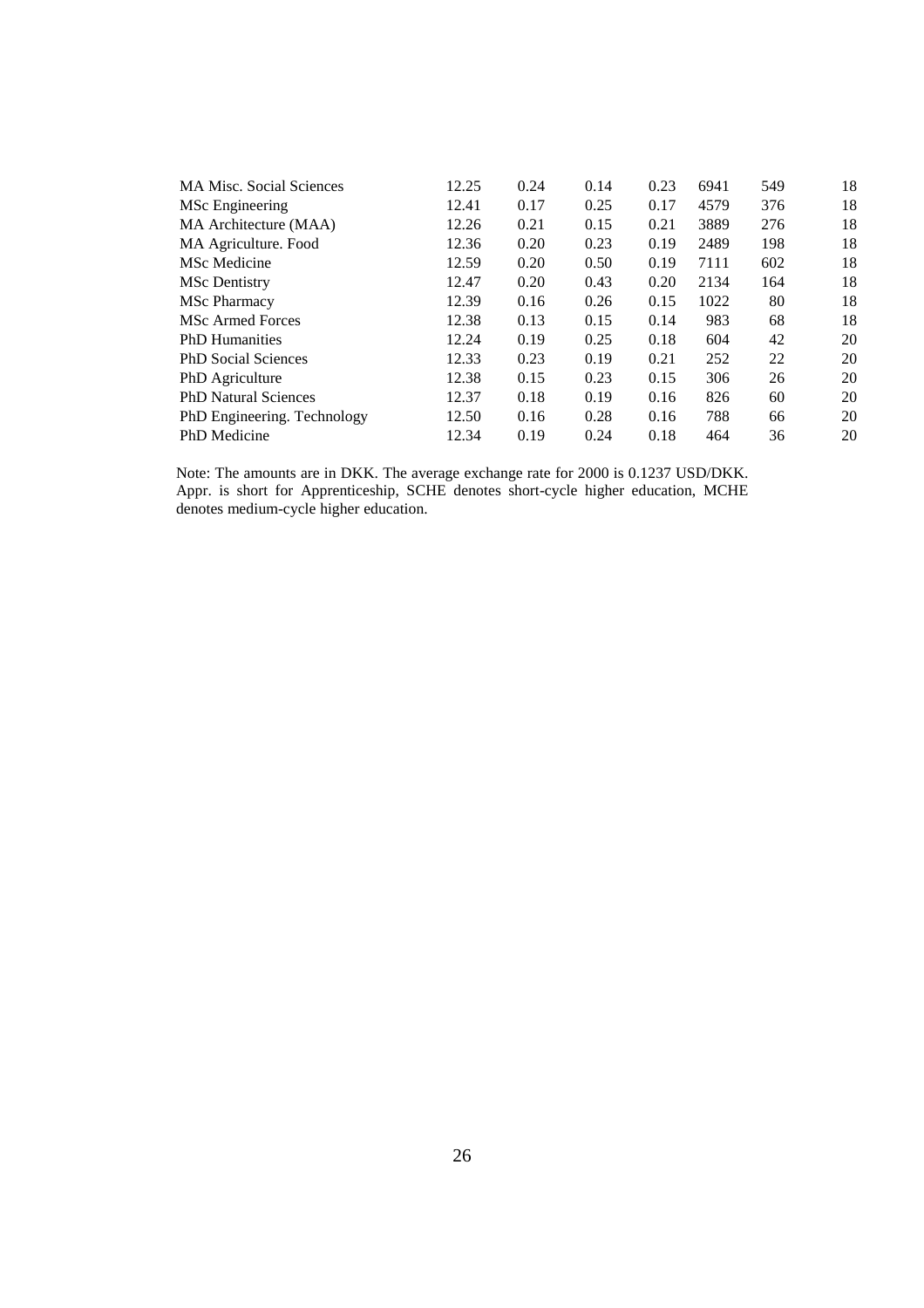| | | | | | | | |
|---|---|---|---|---|---|---|---|
| MA Misc. Social Sciences | 12.25 | 0.24 | 0.14 | 0.23 | 6941 | 549 | 18 |
| MSc Engineering | 12.41 | 0.17 | 0.25 | 0.17 | 4579 | 376 | 18 |
| MA Architecture (MAA) | 12.26 | 0.21 | 0.15 | 0.21 | 3889 | 276 | 18 |
| MA Agriculture. Food | 12.36 | 0.20 | 0.23 | 0.19 | 2489 | 198 | 18 |
| MSc Medicine | 12.59 | 0.20 | 0.50 | 0.19 | 7111 | 602 | 18 |
| MSc Dentistry | 12.47 | 0.20 | 0.43 | 0.20 | 2134 | 164 | 18 |
| MSc Pharmacy | 12.39 | 0.16 | 0.26 | 0.15 | 1022 | 80 | 18 |
| MSc Armed Forces | 12.38 | 0.13 | 0.15 | 0.14 | 983 | 68 | 18 |
| PhD Humanities | 12.24 | 0.19 | 0.25 | 0.18 | 604 | 42 | 20 |
| PhD Social Sciences | 12.33 | 0.23 | 0.19 | 0.21 | 252 | 22 | 20 |
| PhD Agriculture | 12.38 | 0.15 | 0.23 | 0.15 | 306 | 26 | 20 |
| PhD Natural Sciences | 12.37 | 0.18 | 0.19 | 0.16 | 826 | 60 | 20 |
| PhD Engineering. Technology | 12.50 | 0.16 | 0.28 | 0.16 | 788 | 66 | 20 |
| PhD Medicine | 12.34 | 0.19 | 0.24 | 0.18 | 464 | 36 | 20 |

Note: The amounts are in DKK. The average exchange rate for 2000 is 0.1237 USD/DKK. Appr. is short for Apprenticeship, SCHE denotes short-cycle higher education, MCHE denotes medium-cycle higher education.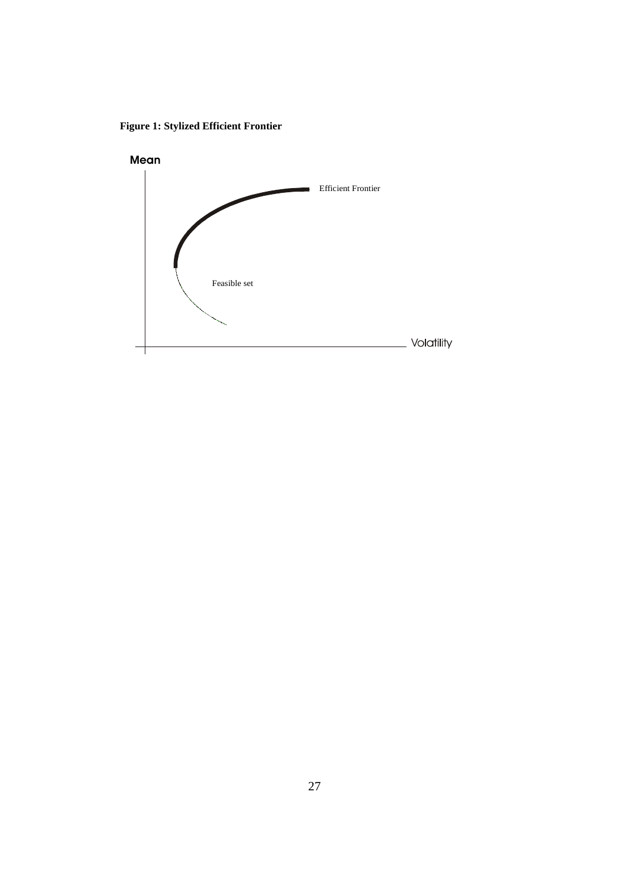**Figure 1: Stylized Efficient Frontier**

Mean

Efficient Frontier

Feasible set

Volatility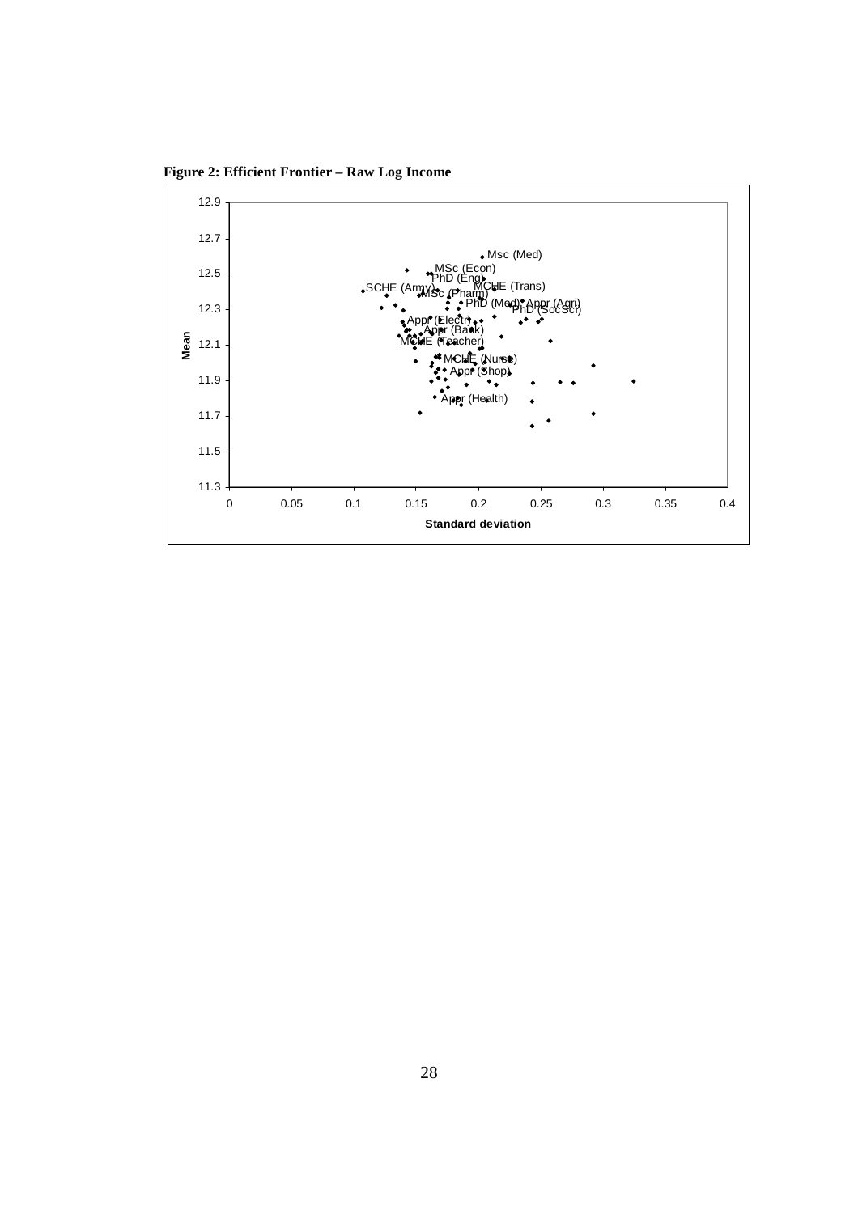**Figure 2: Efficient Frontier – Raw Log Income**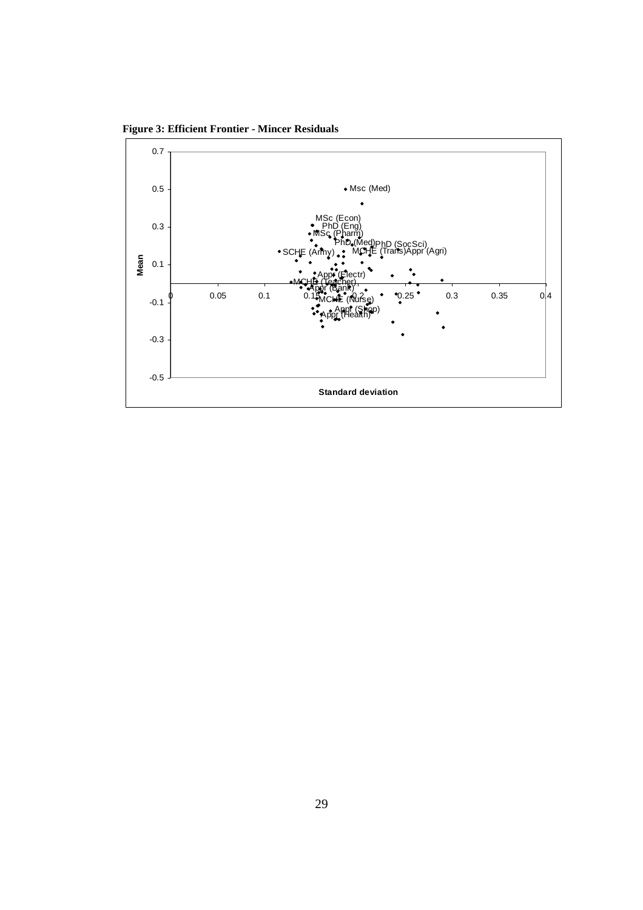**Figure 3: Efficient Frontier - Mincer Residuals**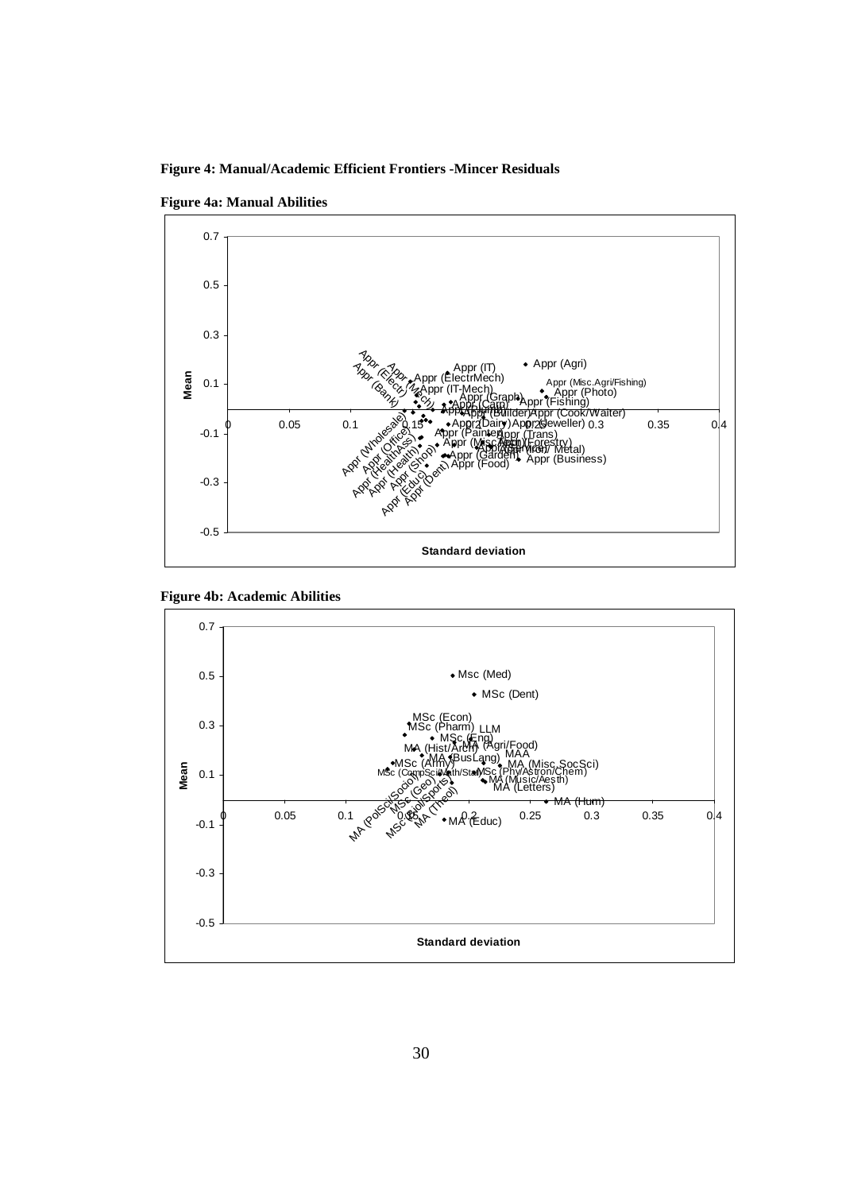**Figure 4: Manual/Academic Efficient Frontiers -Mincer Residuals**

**Figure 4a: Manual Abilities**

**Figure 4b: Academic Abilities**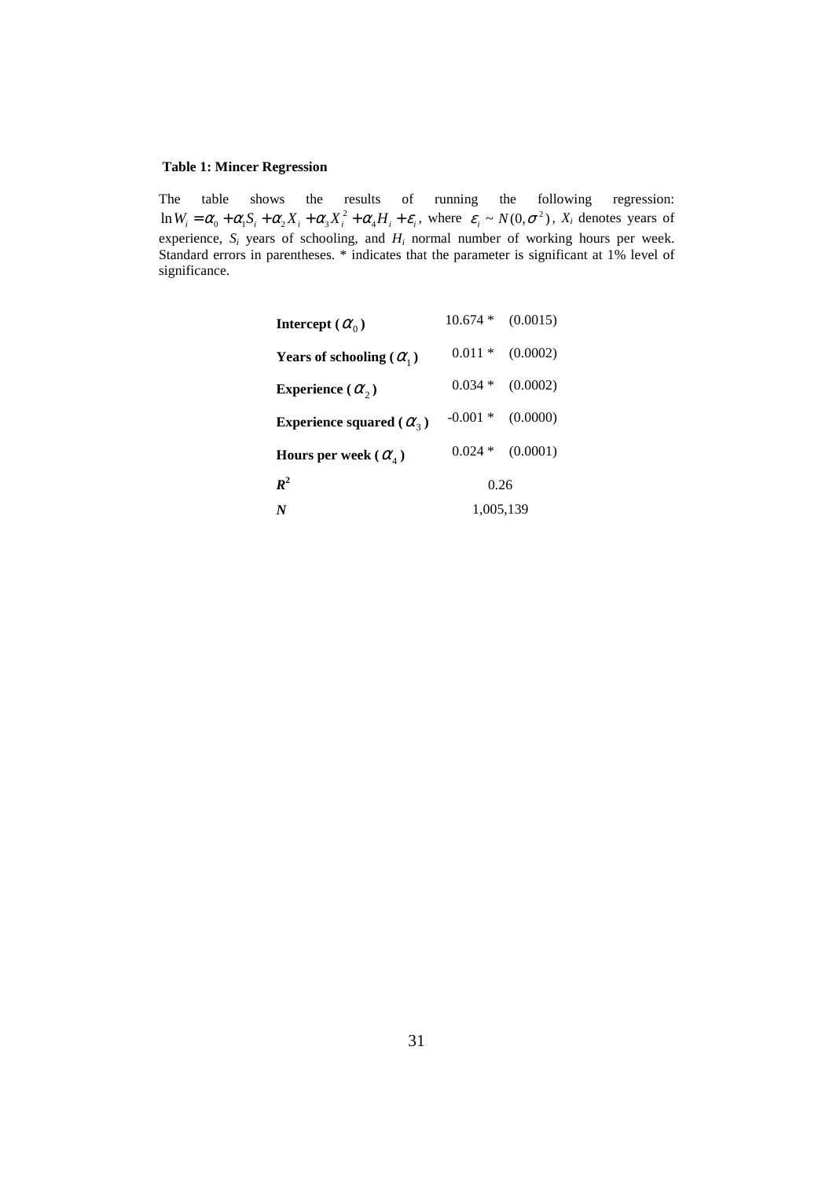**Table 1: Mincer Regression**

The table shows the results of running the following regression: $\ln W_i = \alpha_0 + \alpha_1 S_i + \alpha_2 X_i + \alpha_3 X_i^2 + \alpha_4 H_i + \varepsilon_i$, where $\varepsilon_i \sim N(0, \sigma^2)$, $X_i$ denotes years of experience, $S_i$ years of schooling, and $H_i$ normal number of working hours per week. Standard errors in parentheses. * indicates that the parameter is significant at 1% level of significance.

| | | |
|---|---|---|
| **Intercept ($\alpha_0$)** | 10.674 * | (0.0015) |
| **Years of schooling ($\alpha_1$)** | 0.011 * | (0.0002) |
| **Experience ($\alpha_2$)** | 0.034 * | (0.0002) |
| **Experience squared ($\alpha_3$)** | -0.001 * | (0.0000) |
| **Hours per week ($\alpha_4$)** | 0.024 * | (0.0001) |
| $R^2$ | 0.26 | |
| ***N*** | 1,005,139 | |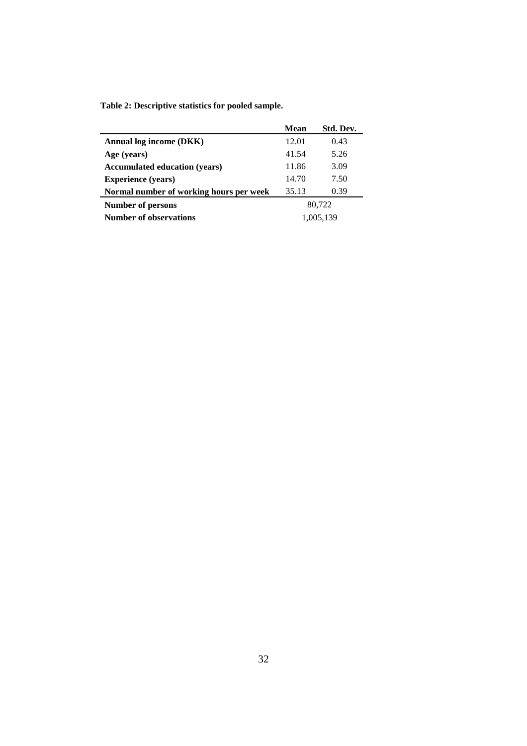**Table 2: Descriptive statistics for pooled sample.**

| | Mean | Std. Dev. |
|---|---|---|
| **Annual log income (DKK)** | 12.01 | 0.43 |
| **Age (years)** | 41.54 | 5.26 |
| **Accumulated education (years)** | 11.86 | 3.09 |
| **Experience (years)** | 14.70 | 7.50 |
| **Normal number of working hours per week** | 35.13 | 0.39 |
| **Number of persons** | 80,722 | |
| **Number of observations** | 1,005,139 | |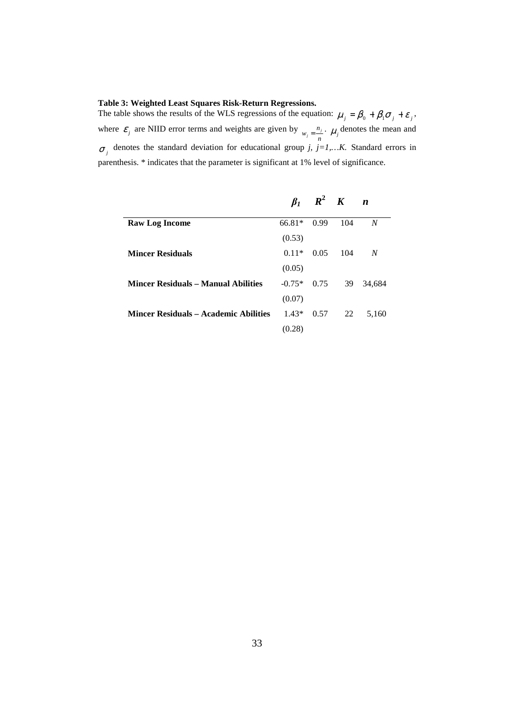**Table 3: Weighted Least Squares Risk-Return Regressions.**

The table shows the results of the WLS regressions of the equation: $\mu_j = \beta_0 + \beta_1 \sigma_j + \varepsilon_j$, where $\varepsilon_j$ are NIID error terms and weights are given by $w_j = \frac{n_j}{n}$. $\mu_j$ denotes the mean and $\sigma_j$ denotes the standard deviation for educational group *j*, *j=1,…K*. Standard errors in parenthesis. * indicates that the parameter is significant at 1% level of significance.

| | $\beta_1$ | $R^2$ | $K$ | $n$ |
|---|---|---|---|---|
| **Raw Log Income** | 66.81* | 0.99 | 104 | *N* |
| | (0.53) | | | |
| **Mincer Residuals** | 0.11* | 0.05 | 104 | *N* |
| | (0.05) | | | |
| **Mincer Residuals – Manual Abilities** | -0.75* | 0.75 | 39 | 34,684 |
| | (0.07) | | | |
| **Mincer Residuals – Academic Abilities** | 1.43* | 0.57 | 22 | 5,160 |
| | (0.28) | | | |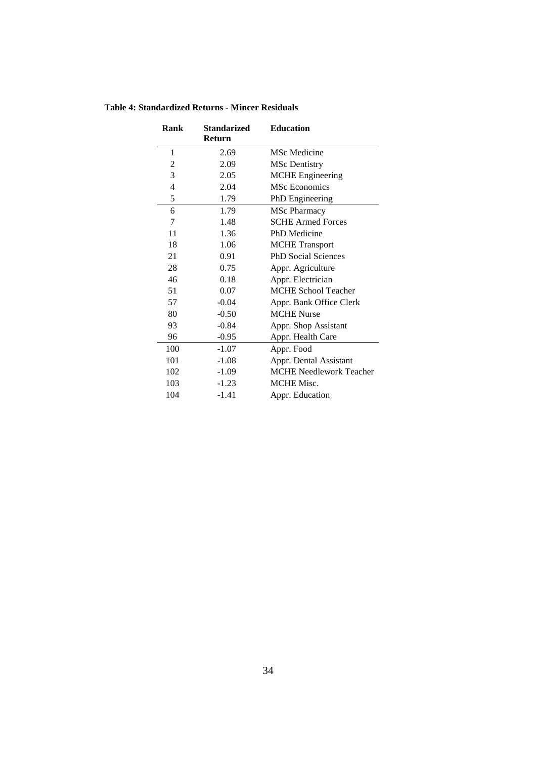**Table 4: Standardized Returns - Mincer Residuals**

| Rank | Standarized Return | Education |
|---|---|---|
| 1 | 2.69 | MSc Medicine |
| 2 | 2.09 | MSc Dentistry |
| 3 | 2.05 | MCHE Engineering |
| 4 | 2.04 | MSc Economics |
| 5 | 1.79 | PhD Engineering |
| 6 | 1.79 | MSc Pharmacy |
| 7 | 1.48 | SCHE Armed Forces |
| 11 | 1.36 | PhD Medicine |
| 18 | 1.06 | MCHE Transport |
| 21 | 0.91 | PhD Social Sciences |
| 28 | 0.75 | Appr. Agriculture |
| 46 | 0.18 | Appr. Electrician |
| 51 | 0.07 | MCHE School Teacher |
| 57 | -0.04 | Appr. Bank Office Clerk |
| 80 | -0.50 | MCHE Nurse |
| 93 | -0.84 | Appr. Shop Assistant |
| 96 | -0.95 | Appr. Health Care |
| 100 | -1.07 | Appr. Food |
| 101 | -1.08 | Appr. Dental Assistant |
| 102 | -1.09 | MCHE Needlework Teacher |
| 103 | -1.23 | MCHE Misc. |
| 104 | -1.41 | Appr. Education |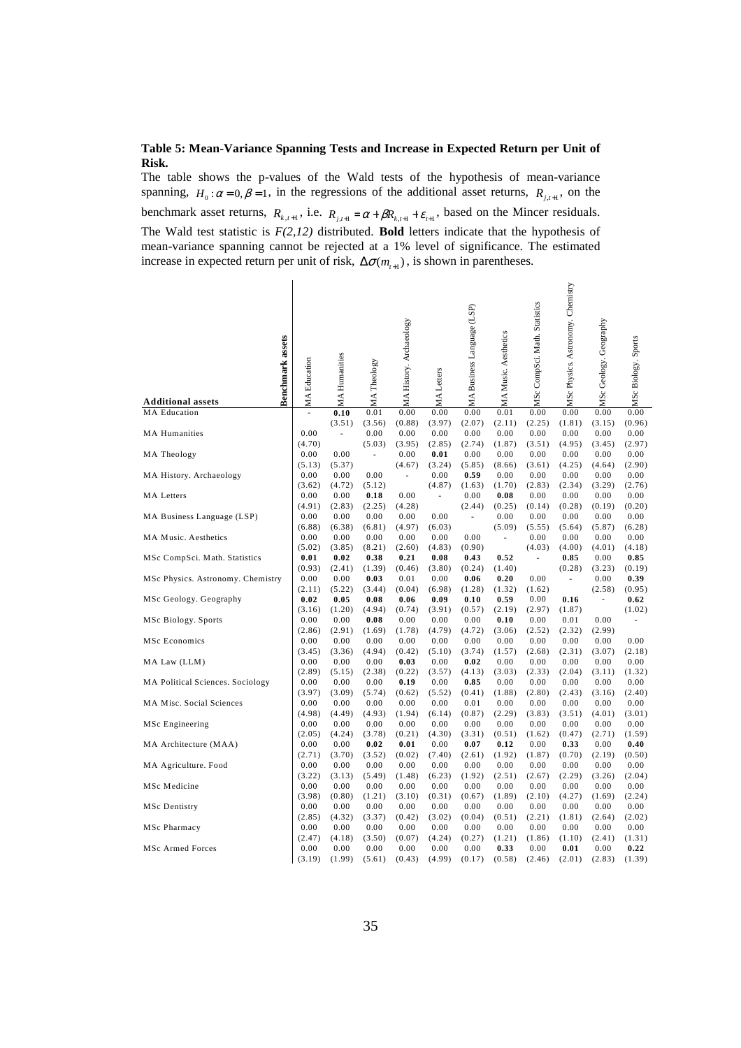**Table 5: Mean-Variance Spanning Tests and Increase in Expected Return per Unit of Risk.**

The table shows the p-values of the Wald tests of the hypothesis of mean-variance spanning, $H_0: \alpha = 0, \beta = 1$, in the regressions of the additional asset returns, $R_{j,t+1}$, on the benchmark asset returns, $R_{k,t+1}$, i.e. $R_{j,t+1} = \alpha + \beta R_{k,t+1} + \varepsilon_{t+1}$, based on the Mincer residuals. The Wald test statistic is $F(2,12)$ distributed. **Bold** letters indicate that the hypothesis of mean-variance spanning cannot be rejected at a 1% level of significance. The estimated increase in expected return per unit of risk, $\Delta\sigma(m_{t+1})$, is shown in parentheses.

| Additional assets \ Benchmark assets | MA Education | MA Humanities | MA Theology | MA History. Archaeology | MA Letters | MA Business Language (LSP) | MA Music. Aesthetics | MSc CompSci. Math. Statistics | MSc Physics. Astronomy. Chemistry | MSc Geology. Geography | MSc Biology. Sports |
|---|---|---|---|---|---|---|---|---|---|---|---|
| MA Education | - | **0.10** | 0.01 | 0.00 | 0.00 | 0.00 | 0.01 | 0.00 | 0.00 | 0.00 | 0.00 |
| | | (3.51) | (3.56) | (0.88) | (3.97) | (2.07) | (2.11) | (2.25) | (1.81) | (3.15) | (0.96) |
| MA Humanities | 0.00 | - | 0.00 | 0.00 | 0.00 | 0.00 | 0.00 | 0.00 | 0.00 | 0.00 | 0.00 |
| | (4.70) | | (5.03) | (3.95) | (2.85) | (2.74) | (1.87) | (3.51) | (4.95) | (3.45) | (2.97) |
| MA Theology | 0.00 | 0.00 | - | 0.00 | **0.01** | 0.00 | 0.00 | 0.00 | 0.00 | 0.00 | 0.00 |
| | (5.13) | (5.37) | | (4.67) | (3.24) | (5.85) | (8.66) | (3.61) | (4.25) | (4.64) | (2.90) |
| MA History. Archaeology | 0.00 | 0.00 | 0.00 | - | 0.00 | **0.59** | 0.00 | 0.00 | 0.00 | 0.00 | 0.00 |
| | (3.62) | (4.72) | (5.12) | | (4.87) | (1.63) | (1.70) | (2.83) | (2.34) | (3.29) | (2.76) |
| MA Letters | 0.00 | 0.00 | **0.18** | 0.00 | - | 0.00 | **0.08** | 0.00 | 0.00 | 0.00 | 0.00 |
| | (4.91) | (2.83) | (2.25) | (4.28) | | (2.44) | (0.25) | (0.14) | (0.28) | (0.19) | (0.20) |
| MA Business Language (LSP) | 0.00 | 0.00 | 0.00 | 0.00 | 0.00 | - | 0.00 | 0.00 | 0.00 | 0.00 | 0.00 |
| | (6.88) | (6.38) | (6.81) | (4.97) | (6.03) | | (5.09) | (5.55) | (5.64) | (5.87) | (6.28) |
| MA Music. Aesthetics | 0.00 | 0.00 | 0.00 | 0.00 | 0.00 | 0.00 | - | 0.00 | 0.00 | 0.00 | 0.00 |
| | (5.02) | (3.85) | (8.21) | (2.60) | (4.83) | (0.90) | | (4.03) | (4.00) | (4.01) | (4.18) |
| MSc CompSci. Math. Statistics | **0.01** | **0.02** | **0.38** | **0.21** | **0.08** | **0.43** | **0.52** | - | **0.85** | 0.00 | **0.85** |
| | (0.93) | (2.41) | (1.39) | (0.46) | (3.80) | (0.24) | (1.40) | | (0.28) | (3.23) | (0.19) |
| MSc Physics. Astronomy. Chemistry | 0.00 | 0.00 | **0.03** | 0.01 | 0.00 | **0.06** | **0.20** | 0.00 | - | 0.00 | **0.39** |
| | (2.11) | (5.22) | (3.44) | (0.04) | (6.98) | (1.28) | (1.32) | (1.62) | | (2.58) | (0.95) |
| MSc Geology. Geography | **0.02** | **0.05** | **0.08** | **0.06** | **0.09** | **0.10** | **0.59** | 0.00 | **0.16** | - | **0.62** |
| | (3.16) | (1.20) | (4.94) | (0.74) | (3.91) | (0.57) | (2.19) | (2.97) | (1.87) | | (1.02) |
| MSc Biology. Sports | 0.00 | 0.00 | **0.08** | 0.00 | 0.00 | 0.00 | **0.10** | 0.00 | 0.01 | 0.00 | - |
| | (2.86) | (2.91) | (1.69) | (1.78) | (4.79) | (4.72) | (3.06) | (2.52) | (2.32) | (2.99) | |
| MSc Economics | 0.00 | 0.00 | 0.00 | 0.00 | 0.00 | 0.00 | 0.00 | 0.00 | 0.00 | 0.00 | 0.00 |
| | (3.45) | (3.36) | (4.94) | (0.42) | (5.10) | (3.74) | (1.57) | (2.68) | (2.31) | (3.07) | (2.18) |
| MA Law (LLM) | 0.00 | 0.00 | 0.00 | **0.03** | 0.00 | **0.02** | 0.00 | 0.00 | 0.00 | 0.00 | 0.00 |
| | (2.89) | (5.15) | (2.38) | (0.22) | (3.57) | (4.13) | (3.03) | (2.33) | (2.04) | (3.11) | (1.32) |
| MA Political Sciences. Sociology | 0.00 | 0.00 | 0.00 | **0.19** | 0.00 | **0.85** | 0.00 | 0.00 | 0.00 | 0.00 | 0.00 |
| | (3.97) | (3.09) | (5.74) | (0.62) | (5.52) | (0.41) | (1.88) | (2.80) | (2.43) | (3.16) | (2.40) |
| MA Misc. Social Sciences | 0.00 | 0.00 | 0.00 | 0.00 | 0.00 | 0.01 | 0.00 | 0.00 | 0.00 | 0.00 | 0.00 |
| | (4.98) | (4.49) | (4.93) | (1.94) | (6.14) | (0.87) | (2.29) | (3.83) | (3.51) | (4.01) | (3.01) |
| MSc Engineering | 0.00 | 0.00 | 0.00 | 0.00 | 0.00 | 0.00 | 0.00 | 0.00 | 0.00 | 0.00 | 0.00 |
| | (2.05) | (4.24) | (3.78) | (0.21) | (4.30) | (3.31) | (0.51) | (1.62) | (0.47) | (2.71) | (1.59) |
| MA Architecture (MAA) | 0.00 | 0.00 | **0.02** | **0.01** | 0.00 | **0.07** | **0.12** | 0.00 | **0.33** | 0.00 | **0.40** |
| | (2.71) | (3.70) | (3.52) | (0.02) | (7.40) | (2.61) | (1.92) | (1.87) | (0.70) | (2.19) | (0.50) |
| MA Agriculture. Food | 0.00 | 0.00 | 0.00 | 0.00 | 0.00 | 0.00 | 0.00 | 0.00 | 0.00 | 0.00 | 0.00 |
| | (3.22) | (3.13) | (5.49) | (1.48) | (6.23) | (1.92) | (2.51) | (2.67) | (2.29) | (3.26) | (2.04) |
| MSc Medicine | 0.00 | 0.00 | 0.00 | 0.00 | 0.00 | 0.00 | 0.00 | 0.00 | 0.00 | 0.00 | 0.00 |
| | (3.98) | (0.80) | (1.21) | (3.10) | (0.31) | (0.67) | (1.89) | (2.10) | (4.27) | (1.69) | (2.24) |
| MSc Dentistry | 0.00 | 0.00 | 0.00 | 0.00 | 0.00 | 0.00 | 0.00 | 0.00 | 0.00 | 0.00 | 0.00 |
| | (2.85) | (4.32) | (3.37) | (0.42) | (3.02) | (0.04) | (0.51) | (2.21) | (1.81) | (2.64) | (2.02) |
| MSc Pharmacy | 0.00 | 0.00 | 0.00 | 0.00 | 0.00 | 0.00 | 0.00 | 0.00 | 0.00 | 0.00 | 0.00 |
| | (2.47) | (4.18) | (3.50) | (0.07) | (4.24) | (0.27) | (1.21) | (1.86) | (1.10) | (2.41) | (1.31) |
| MSc Armed Forces | 0.00 | 0.00 | 0.00 | 0.00 | 0.00 | 0.00 | **0.33** | 0.00 | **0.01** | 0.00 | **0.22** |
| | (3.19) | (1.99) | (5.61) | (0.43) | (4.99) | (0.17) | (0.58) | (2.46) | (2.01) | (2.83) | (1.39) |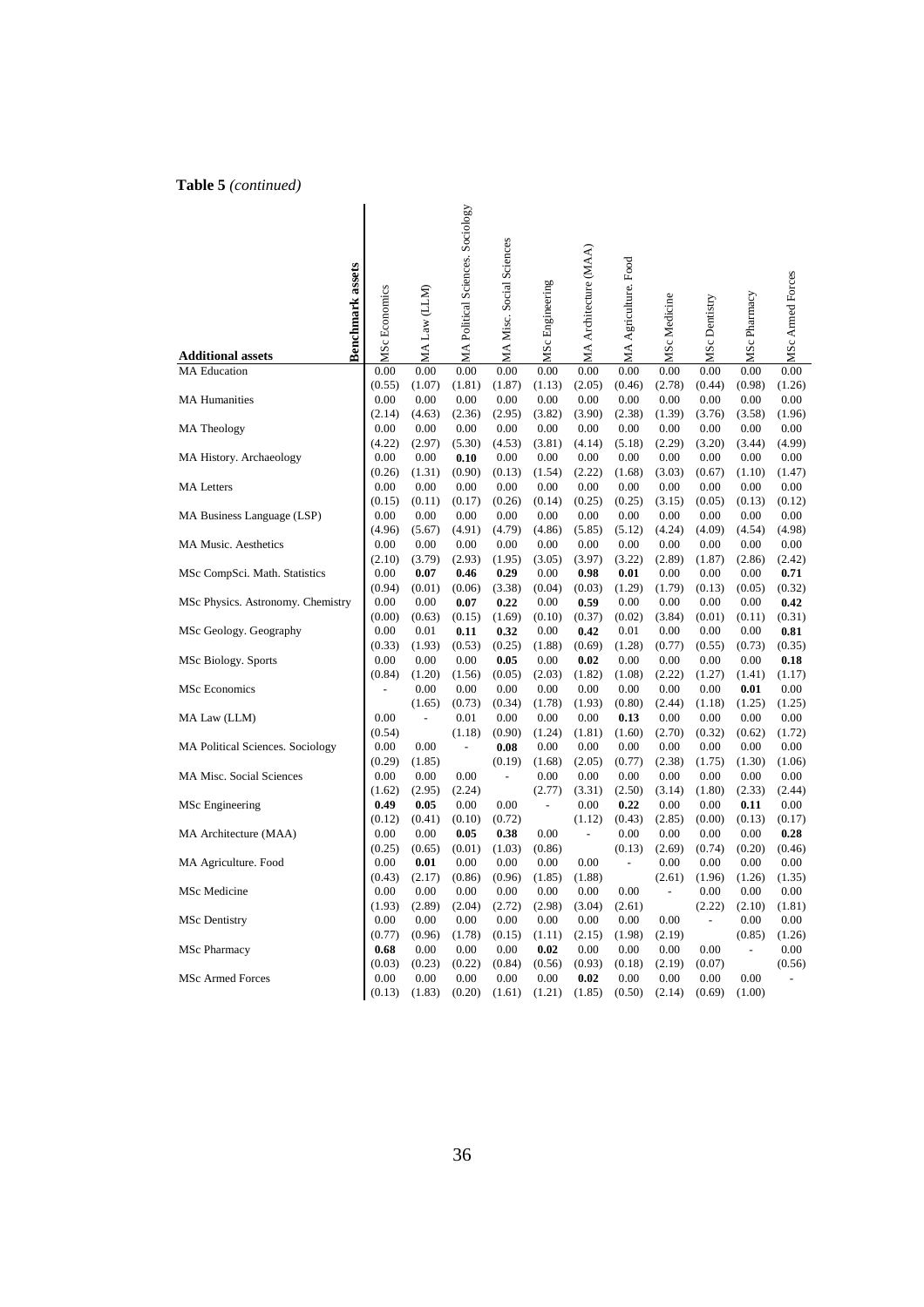**Table 5** *(continued)*

| Additional assets \ Benchmark assets | MSc Economics | MA Law (LLM) | MA Political Sciences. Sociology | MA Misc. Social Sciences | MSc Engineering | MA Architecture (MAA) | MA Agriculture. Food | MSc Medicine | MSc Dentistry | MSc Pharmacy | MSc Armed Forces |
|---|---|---|---|---|---|---|---|---|---|---|---|
| MA Education | 0.00 | 0.00 | 0.00 | 0.00 | 0.00 | 0.00 | 0.00 | 0.00 | 0.00 | 0.00 | 0.00 |
| | (0.55) | (1.07) | (1.81) | (1.87) | (1.13) | (2.05) | (0.46) | (2.78) | (0.44) | (0.98) | (1.26) |
| MA Humanities | 0.00 | 0.00 | 0.00 | 0.00 | 0.00 | 0.00 | 0.00 | 0.00 | 0.00 | 0.00 | 0.00 |
| | (2.14) | (4.63) | (2.36) | (2.95) | (3.82) | (3.90) | (2.38) | (1.39) | (3.76) | (3.58) | (1.96) |
| MA Theology | 0.00 | 0.00 | 0.00 | 0.00 | 0.00 | 0.00 | 0.00 | 0.00 | 0.00 | 0.00 | 0.00 |
| | (4.22) | (2.97) | (5.30) | (4.53) | (3.81) | (4.14) | (5.18) | (2.29) | (3.20) | (3.44) | (4.99) |
| MA History. Archaeology | 0.00 | 0.00 | **0.10** | 0.00 | 0.00 | 0.00 | 0.00 | 0.00 | 0.00 | 0.00 | 0.00 |
| | (0.26) | (1.31) | (0.90) | (0.13) | (1.54) | (2.22) | (1.68) | (3.03) | (0.67) | (1.10) | (1.47) |
| MA Letters | 0.00 | 0.00 | 0.00 | 0.00 | 0.00 | 0.00 | 0.00 | 0.00 | 0.00 | 0.00 | 0.00 |
| | (0.15) | (0.11) | (0.17) | (0.26) | (0.14) | (0.25) | (0.25) | (3.15) | (0.05) | (0.13) | (0.12) |
| MA Business Language (LSP) | 0.00 | 0.00 | 0.00 | 0.00 | 0.00 | 0.00 | 0.00 | 0.00 | 0.00 | 0.00 | 0.00 |
| | (4.96) | (5.67) | (4.91) | (4.79) | (4.86) | (5.85) | (5.12) | (4.24) | (4.09) | (4.54) | (4.98) |
| MA Music. Aesthetics | 0.00 | 0.00 | 0.00 | 0.00 | 0.00 | 0.00 | 0.00 | 0.00 | 0.00 | 0.00 | 0.00 |
| | (2.10) | (3.79) | (2.93) | (1.95) | (3.05) | (3.97) | (3.22) | (2.89) | (1.87) | (2.86) | (2.42) |
| MSc CompSci. Math. Statistics | 0.00 | **0.07** | **0.46** | **0.29** | 0.00 | **0.98** | **0.01** | 0.00 | 0.00 | 0.00 | **0.71** |
| | (0.94) | (0.01) | (0.06) | (3.38) | (0.04) | (0.03) | (1.29) | (1.79) | (0.13) | (0.05) | (0.32) |
| MSc Physics. Astronomy. Chemistry | 0.00 | 0.00 | **0.07** | **0.22** | 0.00 | **0.59** | 0.00 | 0.00 | 0.00 | 0.00 | **0.42** |
| | (0.00) | (0.63) | (0.15) | (1.69) | (0.10) | (0.37) | (0.02) | (3.84) | (0.01) | (0.11) | (0.31) |
| MSc Geology. Geography | 0.00 | 0.01 | **0.11** | **0.32** | 0.00 | **0.42** | 0.01 | 0.00 | 0.00 | 0.00 | **0.81** |
| | (0.33) | (1.93) | (0.53) | (0.25) | (1.88) | (0.69) | (1.28) | (0.77) | (0.55) | (0.73) | (0.35) |
| MSc Biology. Sports | 0.00 | 0.00 | 0.00 | **0.05** | 0.00 | **0.02** | 0.00 | 0.00 | 0.00 | 0.00 | **0.18** |
| | (0.84) | (1.20) | (1.56) | (0.05) | (2.03) | (1.82) | (1.08) | (2.22) | (1.27) | (1.41) | (1.17) |
| MSc Economics | - | 0.00 | 0.00 | 0.00 | 0.00 | 0.00 | 0.00 | 0.00 | 0.00 | **0.01** | 0.00 |
| | | (1.65) | (0.73) | (0.34) | (1.78) | (1.93) | (0.80) | (2.44) | (1.18) | (1.25) | (1.25) |
| MA Law (LLM) | 0.00 | - | 0.01 | 0.00 | 0.00 | 0.00 | **0.13** | 0.00 | 0.00 | 0.00 | 0.00 |
| | (0.54) | | (1.18) | (0.90) | (1.24) | (1.81) | (1.60) | (2.70) | (0.32) | (0.62) | (1.72) |
| MA Political Sciences. Sociology | 0.00 | 0.00 | - | **0.08** | 0.00 | 0.00 | 0.00 | 0.00 | 0.00 | 0.00 | 0.00 |
| | (0.29) | (1.85) | | (0.19) | (1.68) | (2.05) | (0.77) | (2.38) | (1.75) | (1.30) | (1.06) |
| MA Misc. Social Sciences | 0.00 | 0.00 | 0.00 | - | 0.00 | 0.00 | 0.00 | 0.00 | 0.00 | 0.00 | 0.00 |
| | (1.62) | (2.95) | (2.24) | | (2.77) | (3.31) | (2.50) | (3.14) | (1.80) | (2.33) | (2.44) |
| MSc Engineering | **0.49** | **0.05** | 0.00 | 0.00 | - | 0.00 | **0.22** | 0.00 | 0.00 | **0.11** | 0.00 |
| | (0.12) | (0.41) | (0.10) | (0.72) | | (1.12) | (0.43) | (2.85) | (0.00) | (0.13) | (0.17) |
| MA Architecture (MAA) | 0.00 | 0.00 | **0.05** | **0.38** | 0.00 | - | 0.00 | 0.00 | 0.00 | 0.00 | **0.28** |
| | (0.25) | (0.65) | (0.01) | (1.03) | (0.86) | | (0.13) | (2.69) | (0.74) | (0.20) | (0.46) |
| MA Agriculture. Food | 0.00 | **0.01** | 0.00 | 0.00 | 0.00 | 0.00 | - | 0.00 | 0.00 | 0.00 | 0.00 |
| | (0.43) | (2.17) | (0.86) | (0.96) | (1.85) | (1.88) | | (2.61) | (1.96) | (1.26) | (1.35) |
| MSc Medicine | 0.00 | 0.00 | 0.00 | 0.00 | 0.00 | 0.00 | 0.00 | - | 0.00 | 0.00 | 0.00 |
| | (1.93) | (2.89) | (2.04) | (2.72) | (2.98) | (3.04) | (2.61) | | (2.22) | (2.10) | (1.81) |
| MSc Dentistry | 0.00 | 0.00 | 0.00 | 0.00 | 0.00 | 0.00 | 0.00 | 0.00 | - | 0.00 | 0.00 |
| | (0.77) | (0.96) | (1.78) | (0.15) | (1.11) | (2.15) | (1.98) | (2.19) | | (0.85) | (1.26) |
| MSc Pharmacy | **0.68** | 0.00 | 0.00 | 0.00 | **0.02** | 0.00 | 0.00 | 0.00 | 0.00 | - | 0.00 |
| | (0.03) | (0.23) | (0.22) | (0.84) | (0.56) | (0.93) | (0.18) | (2.19) | (0.07) | | (0.56) |
| MSc Armed Forces | 0.00 | 0.00 | 0.00 | 0.00 | 0.00 | **0.02** | 0.00 | 0.00 | 0.00 | 0.00 | - |
| | (0.13) | (1.83) | (0.20) | (1.61) | (1.21) | (1.85) | (0.50) | (2.14) | (0.69) | (1.00) | |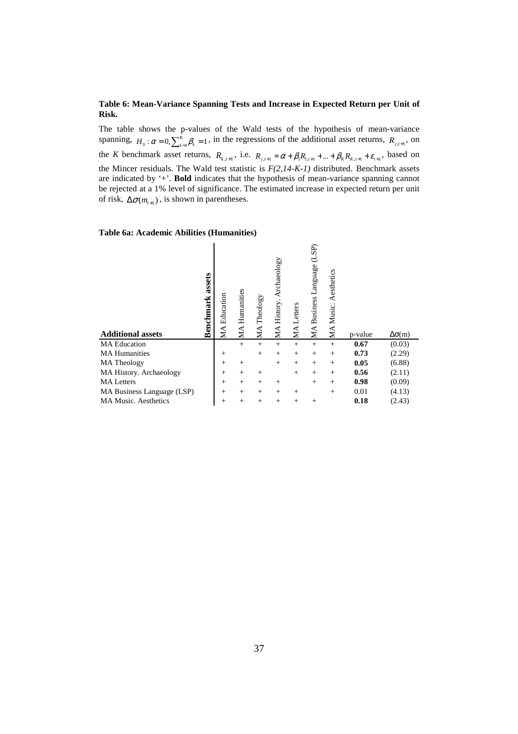**Table 6: Mean-Variance Spanning Tests and Increase in Expected Return per Unit of Risk.**

The table shows the p-values of the Wald tests of the hypothesis of mean-variance spanning, $H_0: \alpha = 0, \sum_{k=1}^{K} \beta_k = 1$, in the regressions of the additional asset returns, $R_{j,t+1}$, on the *K* benchmark asset returns, $R_{k,t+1}$, i.e. $R_{j,t+1} = \alpha + \beta_1 R_{1,t+1} + ... + \beta_K R_{K,t+1} + \varepsilon_{t+1}$, based on the Mincer residuals. The Wald test statistic is *F(2,14-K-1)* distributed. Benchmark assets are indicated by '+'. **Bold** indicates that the hypothesis of mean-variance spanning cannot be rejected at a 1% level of significance. The estimated increase in expected return per unit of risk, $\Delta\sigma(m_{t+1})$, is shown in parentheses.

**Table 6a: Academic Abilities (Humanities)**

| **Additional assets** / **Benchmark assets** | MA Education | MA Humanities | MA Theology | MA History. Archaeology | MA Letters | MA Business Language (LSP) | MA Music. Aesthetics | p-value | $\Delta\sigma$(m) |
|---|---|---|---|---|---|---|---|---|---|
| MA Education | | + | + | + | + | + | + | **0.67** | (0.03) |
| MA Humanities | + | | + | + | + | + | + | **0.73** | (2.29) |
| MA Theology | + | + | | + | + | + | + | **0.05** | (6.88) |
| MA History. Archaeology | + | + | + | | + | + | + | **0.56** | (2.11) |
| MA Letters | + | + | + | + | | + | + | **0.98** | (0.09) |
| MA Business Language (LSP) | + | + | + | + | + | | + | 0.01 | (4.13) |
| MA Music. Aesthetics | + | + | + | + | + | + | | **0.18** | (2.43) |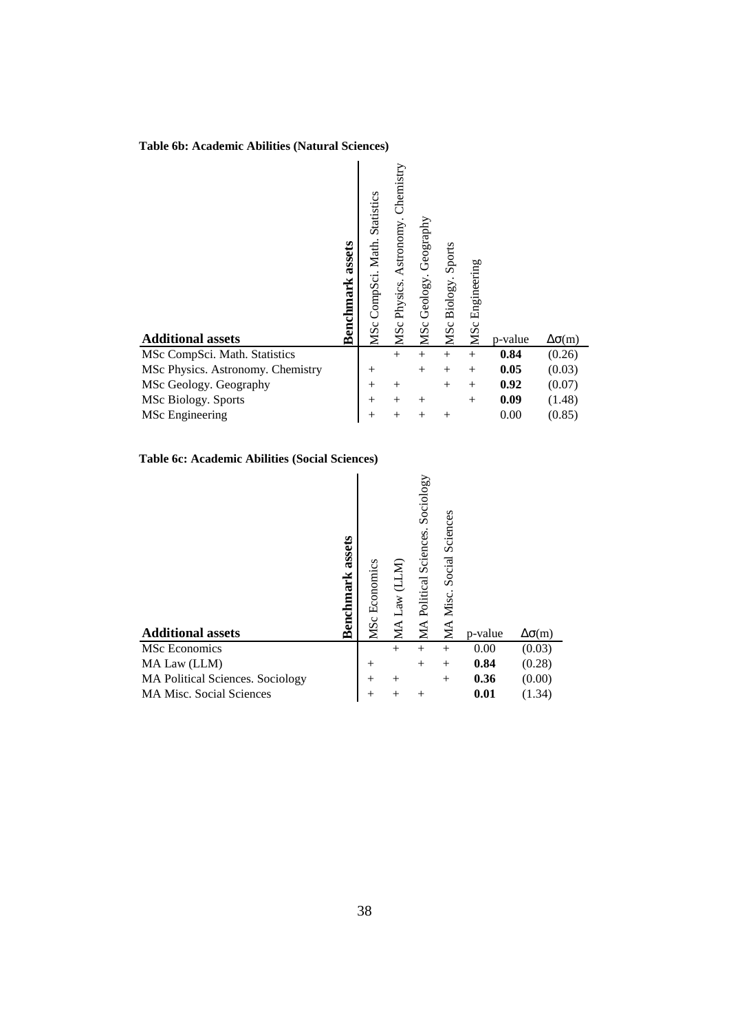**Table 6b: Academic Abilities (Natural Sciences)**

| Additional assets | Benchmark assets | MSc CompSci. Math. Statistics | MSc Physics. Astronomy. Chemistry | MSc Geology. Geography | MSc Biology. Sports | MSc Engineering | p-value | $\Delta\sigma$(m) |
|---|---|---|---|---|---|---|---|---|
| MSc CompSci. Math. Statistics | | | + | + | + | + | **0.84** | (0.26) |
| MSc Physics. Astronomy. Chemistry | | + | | + | + | + | **0.05** | (0.03) |
| MSc Geology. Geography | | + | + | | + | + | **0.92** | (0.07) |
| MSc Biology. Sports | | + | + | + | | + | **0.09** | (1.48) |
| MSc Engineering | | + | + | + | + | | 0.00 | (0.85) |

**Table 6c: Academic Abilities (Social Sciences)**

| Additional assets | Benchmark assets | MSc Economics | MA Law (LLM) | MA Political Sciences. Sociology | MA Misc. Social Sciences | p-value | $\Delta\sigma$(m) |
|---|---|---|---|---|---|---|---|
| MSc Economics | | | + | + | + | 0.00 | (0.03) |
| MA Law (LLM) | | + | | + | + | **0.84** | (0.28) |
| MA Political Sciences. Sociology | | + | + | | + | **0.36** | (0.00) |
| MA Misc. Social Sciences | | + | + | + | | **0.01** | (1.34) |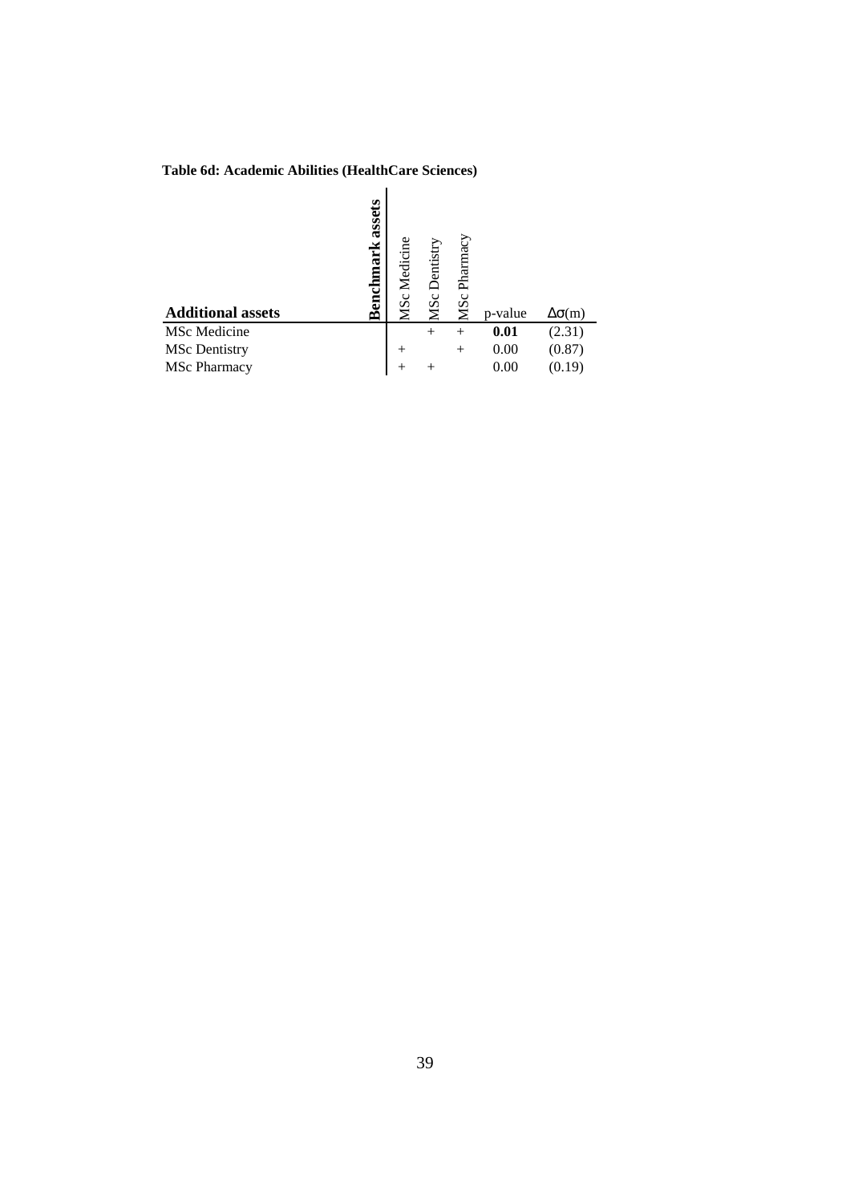**Table 6d: Academic Abilities (HealthCare Sciences)**

| **Additional assets** | **Benchmark assets** | MSc Medicine | MSc Dentistry | MSc Pharmacy | p-value | $\Delta\sigma(m)$ |
|---|---|---|---|---|---|---|
| MSc Medicine | | | + | + | **0.01** | (2.31) |
| MSc Dentistry | | + | | + | 0.00 | (0.87) |
| MSc Pharmacy | | + | + | | 0.00 | (0.19) |